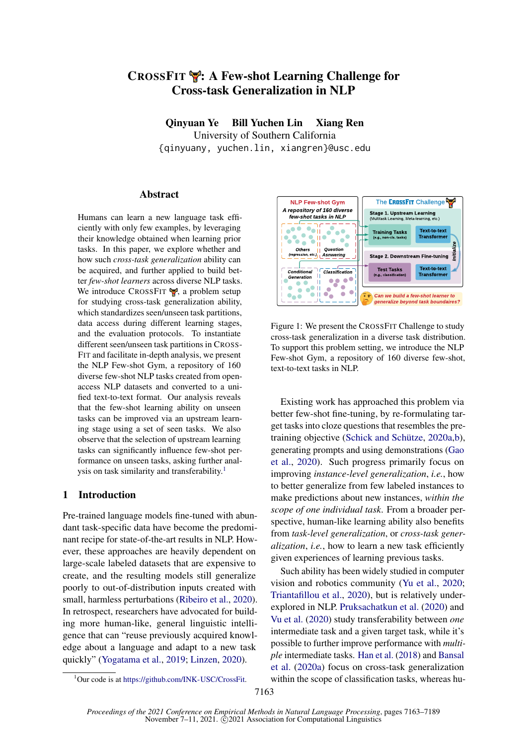# CrossFit 🏋: A Few-shot Learning Challenge for Cross-task Generalization in NLP

**Qinyuan Ye  Bill Yuchen Lin  Xiang Ren**

University of Southern California

{qinyuany, yuchen.lin, xiangren}@usc.edu

## Abstract

Humans can learn a new language task efficiently with only few examples, by leveraging their knowledge obtained when learning prior tasks. In this paper, we explore whether and how such *cross-task generalization* ability can be acquired, and further applied to build better *few-shot learners* across diverse NLP tasks. We introduce CrossFit 🏋, a problem setup for studying cross-task generalization ability, which standardizes seen/unseen task partitions, data access during different learning stages, and the evaluation protocols. To instantiate different seen/unseen task partitions in CrossFit and facilitate in-depth analysis, we present the NLP Few-shot Gym, a repository of 160 diverse few-shot NLP tasks created from open-access NLP datasets and converted to a unified text-to-text format. Our analysis reveals that the few-shot learning ability on unseen tasks can be improved via an upstream learning stage using a set of seen tasks. We also observe that the selection of upstream learning tasks can significantly influence few-shot performance on unseen tasks, asking further analysis on task similarity and transferability.[1]

## 1 Introduction

Pre-trained language models fine-tuned with abundant task-specific data have become the predominant recipe for state-of-the-art results in NLP. However, these approaches are heavily dependent on large-scale labeled datasets that are expensive to create, and the resulting models still generalize poorly to out-of-distribution inputs created with small, harmless perturbations (Ribeiro et al., 2020). In retrospect, researchers have advocated for building more human-like, general linguistic intelligence that can "reuse previously acquired knowledge about a language and adapt to a new task quickly" (Yogatama et al., 2019; Linzen, 2020).

[1] Our code is at https://github.com/INK-USC/CrossFit.

NLP Few-shot Gym — A repository of 160 diverse few-shot tasks in NLP: Others (regression, etc.), Question Answering, Conditional Generation, Classification

The CrossFit Challenge — Stage 1. Upstream Learning (Multitask Learning, Meta-learning, etc.): Training Tasks (e.g., non-cls. tasks) → Text-to-text Transformer; Initialize; Stage 2. Downstream Fine-tuning: Test Tasks (e.g., classification) → Text-to-text Transformer

Can we build a few-shot learner to generalize beyond task boundaries?

Figure 1: We present the CrossFit Challenge to study cross-task generalization in a diverse task distribution. To support this problem setting, we introduce the NLP Few-shot Gym, a repository of 160 diverse few-shot, text-to-text tasks in NLP.

Existing work has approached this problem via better few-shot fine-tuning, by re-formulating target tasks into cloze questions that resembles the pre-training objective (Schick and Schütze, 2020a,b), generating prompts and using demonstrations (Gao et al., 2020). Such progress primarily focus on improving *instance-level generalization*, *i.e.*, how to better generalize from few labeled instances to make predictions about new instances, *within the scope of one individual task*. From a broader perspective, human-like learning ability also benefits from *task-level generalization*, or *cross-task generalization*, *i.e.*, how to learn a new task efficiently given experiences of learning previous tasks.

Such ability has been widely studied in computer vision and robotics community (Yu et al., 2020; Triantafillou et al., 2020), but is relatively underexplored in NLP. Pruksachatkun et al. (2020) and Vu et al. (2020) study transferability between *one* intermediate task and a given target task, while it's possible to further improve performance with *multiple* intermediate tasks. Han et al. (2018) and Bansal et al. (2020a) focus on cross-task generalization within the scope of classification tasks, whereas hu-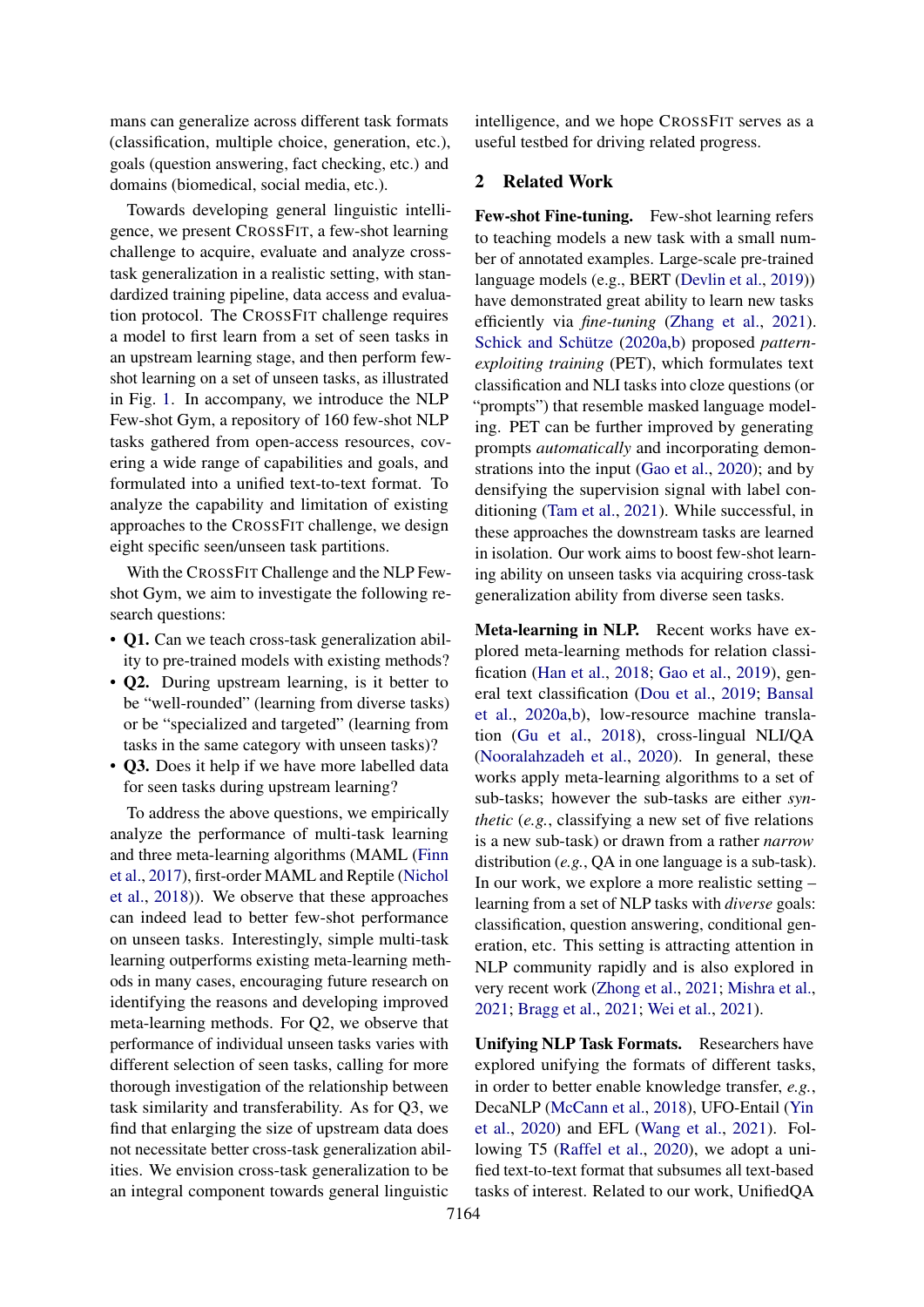mans can generalize across different task formats (classification, multiple choice, generation, etc.), goals (question answering, fact checking, etc.) and domains (biomedical, social media, etc.).

Towards developing general linguistic intelligence, we present CROSSFIT, a few-shot learning challenge to acquire, evaluate and analyze cross-task generalization in a realistic setting, with standardized training pipeline, data access and evaluation protocol. The CROSSFIT challenge requires a model to first learn from a set of seen tasks in an upstream learning stage, and then perform few-shot learning on a set of unseen tasks, as illustrated in Fig. 1. In accompany, we introduce the NLP Few-shot Gym, a repository of 160 few-shot NLP tasks gathered from open-access resources, covering a wide range of capabilities and goals, and formulated into a unified text-to-text format. To analyze the capability and limitation of existing approaches to the CROSSFIT challenge, we design eight specific seen/unseen task partitions.

With the CROSSFIT Challenge and the NLP Few-shot Gym, we aim to investigate the following research questions:

- **Q1.** Can we teach cross-task generalization ability to pre-trained models with existing methods?
- **Q2.** During upstream learning, is it better to be "well-rounded" (learning from diverse tasks) or be "specialized and targeted" (learning from tasks in the same category with unseen tasks)?
- **Q3.** Does it help if we have more labelled data for seen tasks during upstream learning?

To address the above questions, we empirically analyze the performance of multi-task learning and three meta-learning algorithms (MAML (Finn et al., 2017), first-order MAML and Reptile (Nichol et al., 2018)). We observe that these approaches can indeed lead to better few-shot performance on unseen tasks. Interestingly, simple multi-task learning outperforms existing meta-learning methods in many cases, encouraging future research on identifying the reasons and developing improved meta-learning methods. For Q2, we observe that performance of individual unseen tasks varies with different selection of seen tasks, calling for more thorough investigation of the relationship between task similarity and transferability. As for Q3, we find that enlarging the size of upstream data does not necessitate better cross-task generalization abilities. We envision cross-task generalization to be an integral component towards general linguistic intelligence, and we hope CROSSFIT serves as a useful testbed for driving related progress.

## 2 Related Work

**Few-shot Fine-tuning.** Few-shot learning refers to teaching models a new task with a small number of annotated examples. Large-scale pre-trained language models (e.g., BERT (Devlin et al., 2019)) have demonstrated great ability to learn new tasks efficiently via *fine-tuning* (Zhang et al., 2021). Schick and Schütze (2020a,b) proposed *pattern-exploiting training* (PET), which formulates text classification and NLI tasks into cloze questions (or "prompts") that resemble masked language modeling. PET can be further improved by generating prompts *automatically* and incorporating demonstrations into the input (Gao et al., 2020); and by densifying the supervision signal with label conditioning (Tam et al., 2021). While successful, in these approaches the downstream tasks are learned in isolation. Our work aims to boost few-shot learning ability on unseen tasks via acquiring cross-task generalization ability from diverse seen tasks.

**Meta-learning in NLP.** Recent works have explored meta-learning methods for relation classification (Han et al., 2018; Gao et al., 2019), general text classification (Dou et al., 2019; Bansal et al., 2020a,b), low-resource machine translation (Gu et al., 2018), cross-lingual NLI/QA (Nooralahzadeh et al., 2020). In general, these works apply meta-learning algorithms to a set of sub-tasks; however the sub-tasks are either *synthetic* (*e.g.*, classifying a new set of five relations is a new sub-task) or drawn from a rather *narrow* distribution (*e.g.*, QA in one language is a sub-task). In our work, we explore a more realistic setting – learning from a set of NLP tasks with *diverse* goals: classification, question answering, conditional generation, etc. This setting is attracting attention in NLP community rapidly and is also explored in very recent work (Zhong et al., 2021; Mishra et al., 2021; Bragg et al., 2021; Wei et al., 2021).

**Unifying NLP Task Formats.** Researchers have explored unifying the formats of different tasks, in order to better enable knowledge transfer, *e.g.*, DecaNLP (McCann et al., 2018), UFO-Entail (Yin et al., 2020) and EFL (Wang et al., 2021). Following T5 (Raffel et al., 2020), we adopt a unified text-to-text format that subsumes all text-based tasks of interest. Related to our work, UnifiedQA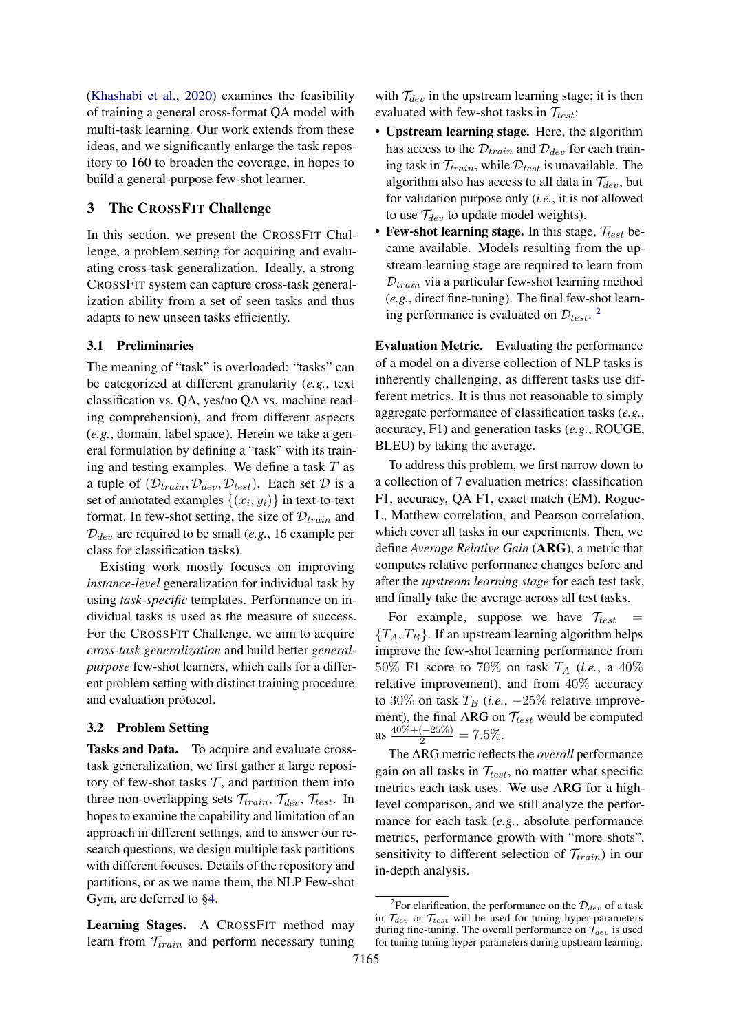(Khashabi et al., 2020) examines the feasibility of training a general cross-format QA model with multi-task learning. Our work extends from these ideas, and we significantly enlarge the task repository to 160 to broaden the coverage, in hopes to build a general-purpose few-shot learner.

## 3 The CrossFit Challenge

In this section, we present the CrossFit Challenge, a problem setting for acquiring and evaluating cross-task generalization. Ideally, a strong CrossFit system can capture cross-task generalization ability from a set of seen tasks and thus adapts to new unseen tasks efficiently.

### 3.1 Preliminaries

The meaning of "task" is overloaded: "tasks" can be categorized at different granularity (*e.g.*, text classification vs. QA, yes/no QA vs. machine reading comprehension), and from different aspects (*e.g.*, domain, label space). Herein we take a general formulation by defining a "task" with its training and testing examples. We define a task $T$ as a tuple of $(\mathcal{D}_{train}, \mathcal{D}_{dev}, \mathcal{D}_{test})$. Each set $\mathcal{D}$ is a set of annotated examples $\{(x_i, y_i)\}$ in text-to-text format. In few-shot setting, the size of $\mathcal{D}_{train}$ and $\mathcal{D}_{dev}$ are required to be small (*e.g.*, 16 example per class for classification tasks).

Existing work mostly focuses on improving *instance-level* generalization for individual task by using *task-specific* templates. Performance on individual tasks is used as the measure of success. For the CrossFit Challenge, we aim to acquire *cross-task generalization* and build better *general-purpose* few-shot learners, which calls for a different problem setting with distinct training procedure and evaluation protocol.

### 3.2 Problem Setting

**Tasks and Data.** To acquire and evaluate cross-task generalization, we first gather a large repository of few-shot tasks $\mathcal{T}$, and partition them into three non-overlapping sets $\mathcal{T}_{train}$, $\mathcal{T}_{dev}$, $\mathcal{T}_{test}$. In hopes to examine the capability and limitation of an approach in different settings, and to answer our research questions, we design multiple task partitions with different focuses. Details of the repository and partitions, or as we name them, the NLP Few-shot Gym, are deferred to §4.

**Learning Stages.** A CrossFit method may learn from $\mathcal{T}_{train}$ and perform necessary tuning with $\mathcal{T}_{dev}$ in the upstream learning stage; it is then evaluated with few-shot tasks in $\mathcal{T}_{test}$:

- **Upstream learning stage.** Here, the algorithm has access to the $\mathcal{D}_{train}$ and $\mathcal{D}_{dev}$ for each training task in $\mathcal{T}_{train}$, while $\mathcal{D}_{test}$ is unavailable. The algorithm also has access to all data in $\mathcal{T}_{dev}$, but for validation purpose only (*i.e.*, it is not allowed to use $\mathcal{T}_{dev}$ to update model weights).
- **Few-shot learning stage.** In this stage, $\mathcal{T}_{test}$ became available. Models resulting from the upstream learning stage are required to learn from $\mathcal{D}_{train}$ via a particular few-shot learning method (*e.g.*, direct fine-tuning). The final few-shot learning performance is evaluated on $\mathcal{D}_{test}$. [2]

**Evaluation Metric.** Evaluating the performance of a model on a diverse collection of NLP tasks is inherently challenging, as different tasks use different metrics. It is thus not reasonable to simply aggregate performance of classification tasks (*e.g.*, accuracy, F1) and generation tasks (*e.g.*, ROUGE, BLEU) by taking the average.

To address this problem, we first narrow down to a collection of 7 evaluation metrics: classification F1, accuracy, QA F1, exact match (EM), Rogue-L, Matthew correlation, and Pearson correlation, which cover all tasks in our experiments. Then, we define *Average Relative Gain* (**ARG**), a metric that computes relative performance changes before and after the *upstream learning stage* for each test task, and finally take the average across all test tasks.

For example, suppose we have $\mathcal{T}_{test} = \{T_A, T_B\}$. If an upstream learning algorithm helps improve the few-shot learning performance from $50\%$ F1 score to $70\%$ on task $T_A$ (*i.e.*, a $40\%$ relative improvement), and from $40\%$ accuracy to $30\%$ on task $T_B$ (*i.e.*, $-25\%$ relative improvement), the final ARG on $\mathcal{T}_{test}$ would be computed as $\frac{40\%+(-25\%)}{2} = 7.5\%$.

The ARG metric reflects the *overall* performance gain on all tasks in $\mathcal{T}_{test}$, no matter what specific metrics each task uses. We use ARG for a high-level comparison, and we still analyze the performance for each task (*e.g.*, absolute performance metrics, performance growth with "more shots", sensitivity to different selection of $\mathcal{T}_{train}$) in our in-depth analysis.

[2] For clarification, the performance on the $\mathcal{D}_{dev}$ of a task in $\mathcal{T}_{dev}$ or $\mathcal{T}_{test}$ will be used for tuning hyper-parameters during fine-tuning. The overall performance on $\mathcal{T}_{dev}$ is used for tuning tuning hyper-parameters during upstream learning.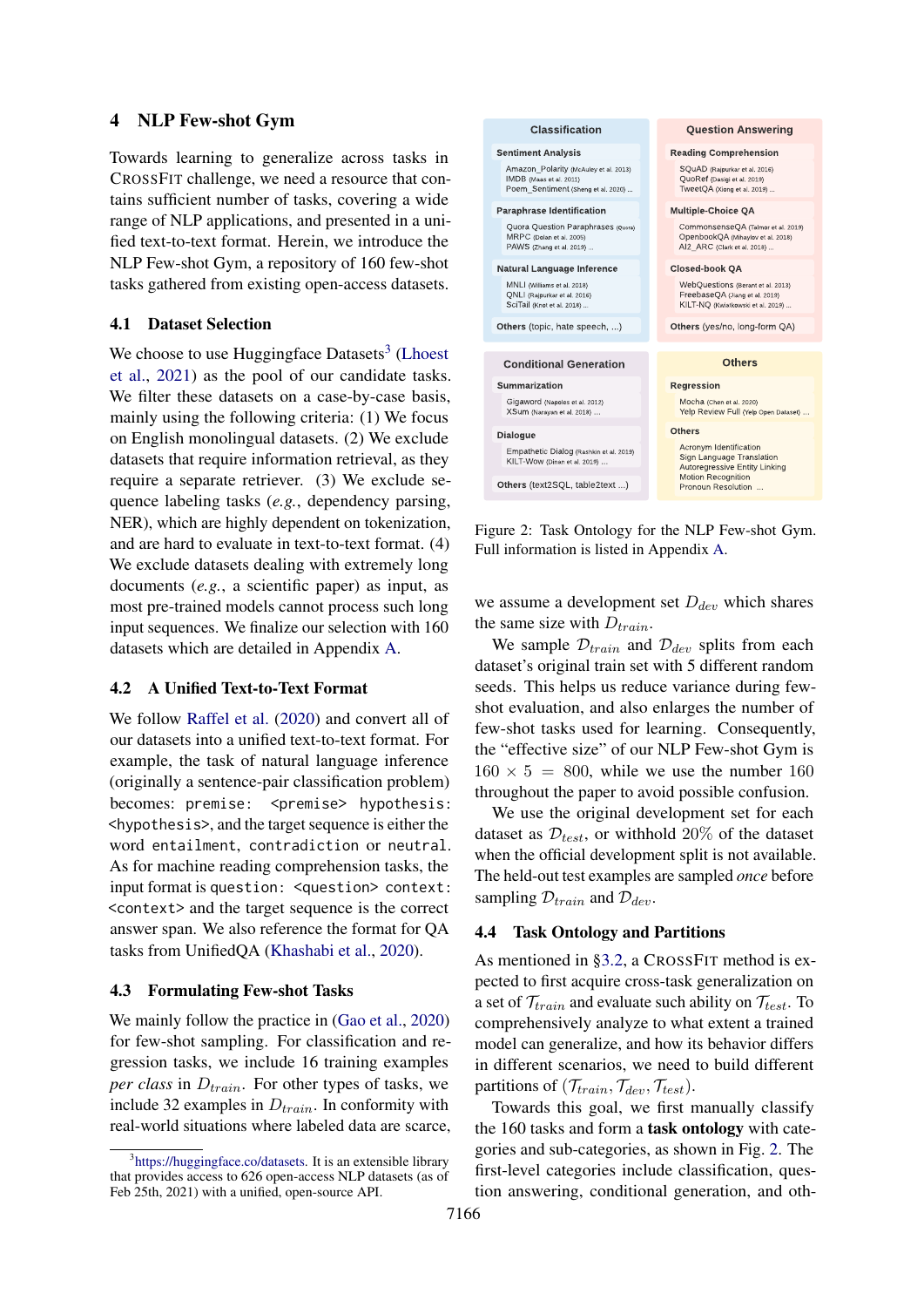## 4 NLP Few-shot Gym

Towards learning to generalize across tasks in CrossFit challenge, we need a resource that contains sufficient number of tasks, covering a wide range of NLP applications, and presented in a unified text-to-text format. Herein, we introduce the NLP Few-shot Gym, a repository of 160 few-shot tasks gathered from existing open-access datasets.

### 4.1 Dataset Selection

We choose to use Huggingface Datasets[3] (Lhoest et al., 2021) as the pool of our candidate tasks. We filter these datasets on a case-by-case basis, mainly using the following criteria: (1) We focus on English monolingual datasets. (2) We exclude datasets that require information retrieval, as they require a separate retriever. (3) We exclude sequence labeling tasks (*e.g.*, dependency parsing, NER), which are highly dependent on tokenization, and are hard to evaluate in text-to-text format. (4) We exclude datasets dealing with extremely long documents (*e.g.*, a scientific paper) as input, as most pre-trained models cannot process such long input sequences. We finalize our selection with 160 datasets which are detailed in Appendix A.

### 4.2 A Unified Text-to-Text Format

We follow Raffel et al. (2020) and convert all of our datasets into a unified text-to-text format. For example, the task of natural language inference (originally a sentence-pair classification problem) becomes: `premise: <premise> hypothesis: <hypothesis>`, and the target sequence is either the word `entailment`, `contradiction` or `neutral`. As for machine reading comprehension tasks, the input format is `question: <question> context: <context>` and the target sequence is the correct answer span. We also reference the format for QA tasks from UnifiedQA (Khashabi et al., 2020).

### 4.3 Formulating Few-shot Tasks

We mainly follow the practice in (Gao et al., 2020) for few-shot sampling. For classification and regression tasks, we include 16 training examples *per class* in $D_{train}$. For other types of tasks, we include 32 examples in $D_{train}$. In conformity with real-world situations where labeled data are scarce,

[3] https://huggingface.co/datasets. It is an extensible library that provides access to 626 open-access NLP datasets (as of Feb 25th, 2021) with a unified, open-source API.

**Classification**
- Sentiment Analysis: Amazon_Polarity (McAuley et al. 2013), IMDB (Maas et al. 2011), Poem_Sentiment (Sheng et al. 2020) ...
- Paraphrase Identification: Quora Question Paraphrases (Quora), MRPC (Dolan et al. 2005), PAWS (Zhang et al. 2019) ...
- Natural Language Inference: MNLI (Williams et al. 2018), QNLI (Rajpurkar et al. 2016), SciTail (Knot et al. 2018) ...
- Others (topic, hate speech, ...)

**Question Answering**
- Reading Comprehension: SQuAD (Rajpurkar et al. 2016), QuoRef (Dasigi et al. 2019), TweetQA (Xiong et al. 2019) ...
- Multiple-Choice QA: CommonsenseQA (Talmor et al. 2019), OpenbookQA (Mihaylov et al. 2018), AI2_ARC (Clark et al. 2018) ...
- Closed-book QA: WebQuestions (Berant et al. 2013), FreebaseQA (Jiang et al. 2019), KILT-NQ (Kwiatkowski et al. 2019) ...
- Others (yes/no, long-form QA)

**Conditional Generation**
- Summarization: Gigaword (Napoles et al. 2012), XSum (Narayan et al. 2018) ...
- Dialogue: Empathetic Dialog (Rashkin et al. 2019), KILT-Wow (Dinan et al. 2019) ...
- Others (text2SQL, table2text ...)

**Others**
- Regression: Mocha (Chen et al. 2020), Yelp Review Full (Yelp Open Dataset) ...
- Others: Acronym Identification, Sign Language Translation, Autoregressive Entity Linking, Motion Recognition, Pronoun Resolution ...

Figure 2: Task Ontology for the NLP Few-shot Gym. Full information is listed in Appendix A.

we assume a development set $D_{dev}$ which shares the same size with $D_{train}$.

We sample $\mathcal{D}_{train}$ and $\mathcal{D}_{dev}$ splits from each dataset's original train set with 5 different random seeds. This helps us reduce variance during few-shot evaluation, and also enlarges the number of few-shot tasks used for learning. Consequently, the "effective size" of our NLP Few-shot Gym is $160 \times 5 = 800$, while we use the number 160 throughout the paper to avoid possible confusion.

We use the original development set for each dataset as $\mathcal{D}_{test}$, or withhold 20% of the dataset when the official development split is not available. The held-out test examples are sampled *once* before sampling $\mathcal{D}_{train}$ and $\mathcal{D}_{dev}$.

### 4.4 Task Ontology and Partitions

As mentioned in §3.2, a CrossFit method is expected to first acquire cross-task generalization on a set of $\mathcal{T}_{train}$ and evaluate such ability on $\mathcal{T}_{test}$. To comprehensively analyze to what extent a trained model can generalize, and how its behavior differs in different scenarios, we need to build different partitions of $(\mathcal{T}_{train}, \mathcal{T}_{dev}, \mathcal{T}_{test})$.

Towards this goal, we first manually classify the 160 tasks and form a **task ontology** with categories and sub-categories, as shown in Fig. 2. The first-level categories include classification, question answering, conditional generation, and oth-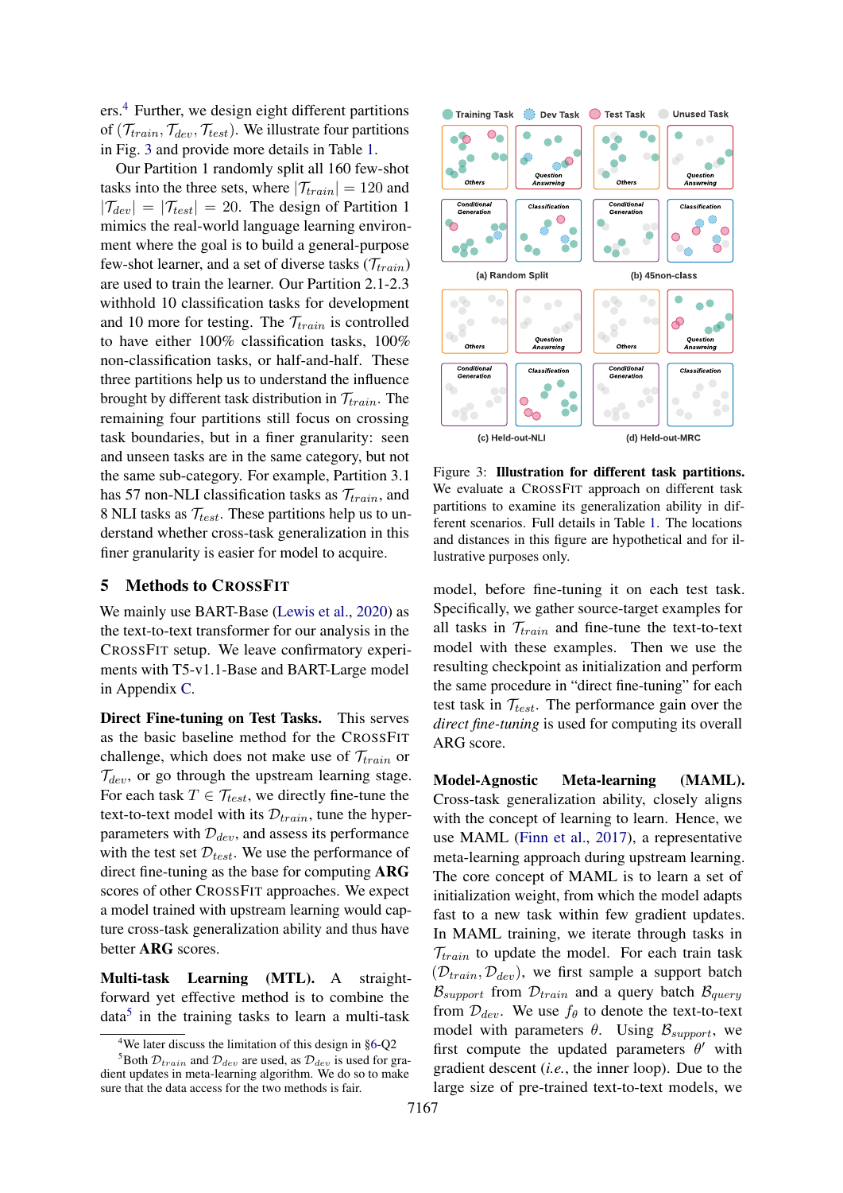ers.[4] Further, we design eight different partitions of ($\mathcal{T}_{train}, \mathcal{T}_{dev}, \mathcal{T}_{test}$). We illustrate four partitions in Fig. 3 and provide more details in Table 1.

Our Partition 1 randomly split all 160 few-shot tasks into the three sets, where $|\mathcal{T}_{train}| = 120$ and $|\mathcal{T}_{dev}| = |\mathcal{T}_{test}| = 20$. The design of Partition 1 mimics the real-world language learning environment where the goal is to build a general-purpose few-shot learner, and a set of diverse tasks ($\mathcal{T}_{train}$) are used to train the learner. Our Partition 2.1-2.3 withhold 10 classification tasks for development and 10 more for testing. The $\mathcal{T}_{train}$ is controlled to have either 100% classification tasks, 100% non-classification tasks, or half-and-half. These three partitions help us to understand the influence brought by different task distribution in $\mathcal{T}_{train}$. The remaining four partitions still focus on crossing task boundaries, but in a finer granularity: seen and unseen tasks are in the same category, but not the same sub-category. For example, Partition 3.1 has 57 non-NLI classification tasks as $\mathcal{T}_{train}$, and 8 NLI tasks as $\mathcal{T}_{test}$. These partitions help us to understand whether cross-task generalization in this finer granularity is easier for model to acquire.

Figure 3: **Illustration for different task partitions.** We evaluate a CrossFit approach on different task partitions to examine its generalization ability in different scenarios. Full details in Table 1. The locations and distances in this figure are hypothetical and for illustrative purposes only.

## 5 Methods to CrossFit

We mainly use BART-Base (Lewis et al., 2020) as the text-to-text transformer for our analysis in the CrossFit setup. We leave confirmatory experiments with T5-v1.1-Base and BART-Large model in Appendix C.

**Direct Fine-tuning on Test Tasks.** This serves as the basic baseline method for the CrossFit challenge, which does not make use of $\mathcal{T}_{train}$ or $\mathcal{T}_{dev}$, or go through the upstream learning stage. For each task $T \in \mathcal{T}_{test}$, we directly fine-tune the text-to-text model with its $\mathcal{D}_{train}$, tune the hyper-parameters with $\mathcal{D}_{dev}$, and assess its performance with the test set $\mathcal{D}_{test}$. We use the performance of direct fine-tuning as the base for computing **ARG** scores of other CrossFit approaches. We expect a model trained with upstream learning would capture cross-task generalization ability and thus have better **ARG** scores.

**Multi-task Learning (MTL).** A straightforward yet effective method is to combine the data[5] in the training tasks to learn a multi-task model, before fine-tuning it on each test task. Specifically, we gather source-target examples for all tasks in $\mathcal{T}_{train}$ and fine-tune the text-to-text model with these examples. Then we use the resulting checkpoint as initialization and perform the same procedure in "direct fine-tuning" for each test task in $\mathcal{T}_{test}$. The performance gain over the *direct fine-tuning* is used for computing its overall ARG score.

**Model-Agnostic Meta-learning (MAML).** Cross-task generalization ability, closely aligns with the concept of learning to learn. Hence, we use MAML (Finn et al., 2017), a representative meta-learning approach during upstream learning. The core concept of MAML is to learn a set of initialization weight, from which the model adapts fast to a new task within few gradient updates. In MAML training, we iterate through tasks in $\mathcal{T}_{train}$ to update the model. For each train task $(\mathcal{D}_{train}, \mathcal{D}_{dev})$, we first sample a support batch $\mathcal{B}_{support}$ from $\mathcal{D}_{train}$ and a query batch $\mathcal{B}_{query}$ from $\mathcal{D}_{dev}$. We use $f_\theta$ to denote the text-to-text model with parameters $\theta$. Using $\mathcal{B}_{support}$, we first compute the updated parameters $\theta'$ with gradient descent (*i.e.*, the inner loop). Due to the large size of pre-trained text-to-text models, we

[4] We later discuss the limitation of this design in §6-Q2

[5] Both $\mathcal{D}_{train}$ and $\mathcal{D}_{dev}$ are used, as $\mathcal{D}_{dev}$ is used for gradient updates in meta-learning algorithm. We do so to make sure that the data access for the two methods is fair.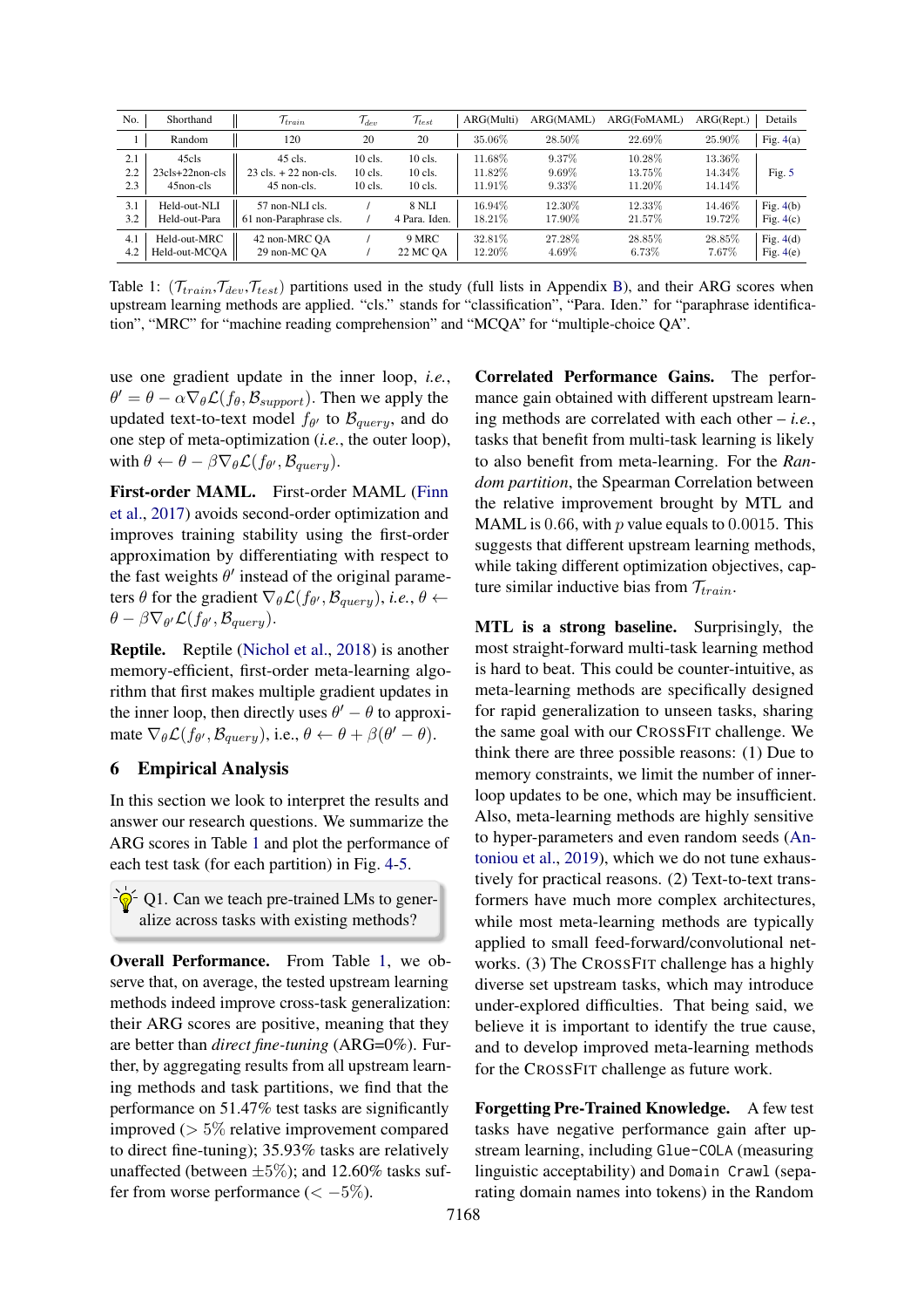| No. | Shorthand | $\mathcal{T}_{train}$ | $\mathcal{T}_{dev}$ | $\mathcal{T}_{test}$ | ARG(Multi) | ARG(MAML) | ARG(FoMAML) | ARG(Rept.) | Details |
|---|---|---|---|---|---|---|---|---|---|
| 1 | Random | 120 | 20 | 20 | 35.06% | 28.50% | 22.69% | 25.90% | Fig. 4(a) |
| 2.1 | 45cls | 45 cls. | 10 cls. | 10 cls. | 11.68% | 9.37% | 10.28% | 13.36% | Fig. 5 |
| 2.2 | 23cls+22non-cls | 23 cls. + 22 non-cls. | 10 cls. | 10 cls. | 11.82% | 9.69% | 13.75% | 14.34% | |
| 2.3 | 45non-cls | 45 non-cls. | 10 cls. | 10 cls. | 11.91% | 9.33% | 11.20% | 14.14% | |
| 3.1 | Held-out-NLI | 57 non-NLI cls. | / | 8 NLI | 16.94% | 12.30% | 12.33% | 14.46% | Fig. 4(b) |
| 3.2 | Held-out-Para | 61 non-Paraphrase cls. | / | 4 Para. Iden. | 18.21% | 17.90% | 21.57% | 19.72% | Fig. 4(c) |
| 4.1 | Held-out-MRC | 42 non-MRC QA | / | 9 MRC | 32.81% | 27.28% | 28.85% | 28.85% | Fig. 4(d) |
| 4.2 | Held-out-MCQA | 29 non-MC QA | / | 22 MC QA | 12.20% | 4.69% | 6.73% | 7.67% | Fig. 4(e) |

Table 1: ($\mathcal{T}_{train}$,$\mathcal{T}_{dev}$,$\mathcal{T}_{test}$) partitions used in the study (full lists in Appendix B), and their ARG scores when upstream learning methods are applied. "cls." stands for "classification", "Para. Iden." for "paraphrase identification", "MRC" for "machine reading comprehension" and "MCQA" for "multiple-choice QA".

use one gradient update in the inner loop, *i.e.*, $\theta' = \theta - \alpha\nabla_\theta \mathcal{L}(f_\theta, \mathcal{B}_{support})$. Then we apply the updated text-to-text model $f_{\theta'}$ to $\mathcal{B}_{query}$, and do one step of meta-optimization (*i.e.*, the outer loop), with $\theta \leftarrow \theta - \beta\nabla_\theta \mathcal{L}(f_{\theta'}, \mathcal{B}_{query})$.

**First-order MAML.** First-order MAML (Finn et al., 2017) avoids second-order optimization and improves training stability using the first-order approximation by differentiating with respect to the fast weights $\theta'$ instead of the original parameters $\theta$ for the gradient $\nabla_\theta \mathcal{L}(f_{\theta'}, \mathcal{B}_{query})$, *i.e.*, $\theta \leftarrow \theta - \beta\nabla_{\theta'} \mathcal{L}(f_{\theta'}, \mathcal{B}_{query})$.

**Reptile.** Reptile (Nichol et al., 2018) is another memory-efficient, first-order meta-learning algorithm that first makes multiple gradient updates in the inner loop, then directly uses $\theta' - \theta$ to approximate $\nabla_\theta \mathcal{L}(f_{\theta'}, \mathcal{B}_{query})$, i.e., $\theta \leftarrow \theta + \beta(\theta' - \theta)$.

## 6 Empirical Analysis

In this section we look to interpret the results and answer our research questions. We summarize the ARG scores in Table 1 and plot the performance of each test task (for each partition) in Fig. 4-5.

> Q1. Can we teach pre-trained LMs to generalize across tasks with existing methods?

**Overall Performance.** From Table 1, we observe that, on average, the tested upstream learning methods indeed improve cross-task generalization: their ARG scores are positive, meaning that they are better than *direct fine-tuning* (ARG=0%). Further, by aggregating results from all upstream learning methods and task partitions, we find that the performance on 51.47% test tasks are significantly improved ($>5\%$ relative improvement compared to direct fine-tuning); 35.93% tasks are relatively unaffected (between $\pm 5\%$); and 12.60% tasks suffer from worse performance ($< -5\%$).

**Correlated Performance Gains.** The performance gain obtained with different upstream learning methods are correlated with each other – *i.e.*, tasks that benefit from multi-task learning is likely to also benefit from meta-learning. For the *Random partition*, the Spearman Correlation between the relative improvement brought by MTL and MAML is 0.66, with $p$ value equals to 0.0015. This suggests that different upstream learning methods, while taking different optimization objectives, capture similar inductive bias from $\mathcal{T}_{train}$.

**MTL is a strong baseline.** Surprisingly, the most straight-forward multi-task learning method is hard to beat. This could be counter-intuitive, as meta-learning methods are specifically designed for rapid generalization to unseen tasks, sharing the same goal with our CROSSFIT challenge. We think there are three possible reasons: (1) Due to memory constraints, we limit the number of inner-loop updates to be one, which may be insufficient. Also, meta-learning methods are highly sensitive to hyper-parameters and even random seeds (Antoniou et al., 2019), which we do not tune exhaustively for practical reasons. (2) Text-to-text transformers have much more complex architectures, while most meta-learning methods are typically applied to small feed-forward/convolutional networks. (3) The CROSSFIT challenge has a highly diverse set upstream tasks, which may introduce under-explored difficulties. That being said, we believe it is important to identify the true cause, and to develop improved meta-learning methods for the CROSSFIT challenge as future work.

**Forgetting Pre-Trained Knowledge.** A few test tasks have negative performance gain after upstream learning, including `Glue-COLA` (measuring linguistic acceptability) and `Domain Crawl` (separating domain names into tokens) in the Random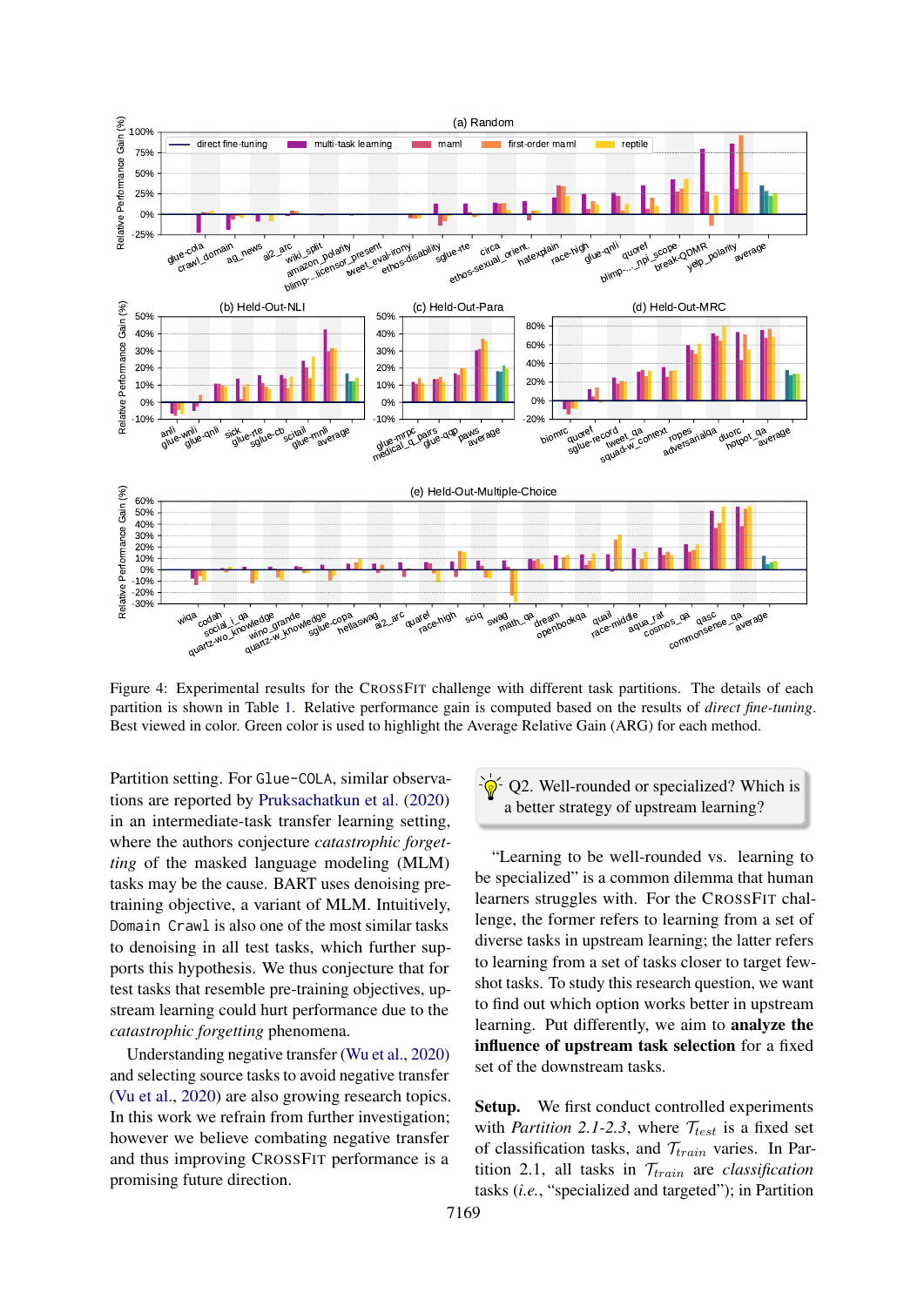Figure 4: Experimental results for the CROSSFIT challenge with different task partitions. The details of each partition is shown in Table 1. Relative performance gain is computed based on the results of *direct fine-tuning*. Best viewed in color. Green color is used to highlight the Average Relative Gain (ARG) for each method.

Partition setting. For `Glue-COLA`, similar observations are reported by Pruksachatkun et al. (2020) in an intermediate-task transfer learning setting, where the authors conjecture *catastrophic forgetting* of the masked language modeling (MLM) tasks may be the cause. BART uses denoising pre-training objective, a variant of MLM. Intuitively, `Domain Crawl` is also one of the most similar tasks to denoising in all test tasks, which further supports this hypothesis. We thus conjecture that for test tasks that resemble pre-training objectives, upstream learning could hurt performance due to the *catastrophic forgetting* phenomena.

Understanding negative transfer (Wu et al., 2020) and selecting source tasks to avoid negative transfer (Vu et al., 2020) are also growing research topics. In this work we refrain from further investigation; however we believe combating negative transfer and thus improving CROSSFIT performance is a promising future direction.

Q2. Well-rounded or specialized? Which is a better strategy of upstream learning?

"Learning to be well-rounded vs. learning to be specialized" is a common dilemma that human learners struggles with. For the CROSSFIT challenge, the former refers to learning from a set of diverse tasks in upstream learning; the latter refers to learning from a set of tasks closer to target few-shot tasks. To study this research question, we want to find out which option works better in upstream learning. Put differently, we aim to **analyze the influence of upstream task selection** for a fixed set of the downstream tasks.

**Setup.** We first conduct controlled experiments with *Partition 2.1-2.3*, where $\mathcal{T}_{test}$ is a fixed set of classification tasks, and $\mathcal{T}_{train}$ varies. In Partition 2.1, all tasks in $\mathcal{T}_{train}$ are *classification* tasks (*i.e.*, "specialized and targeted"); in Partition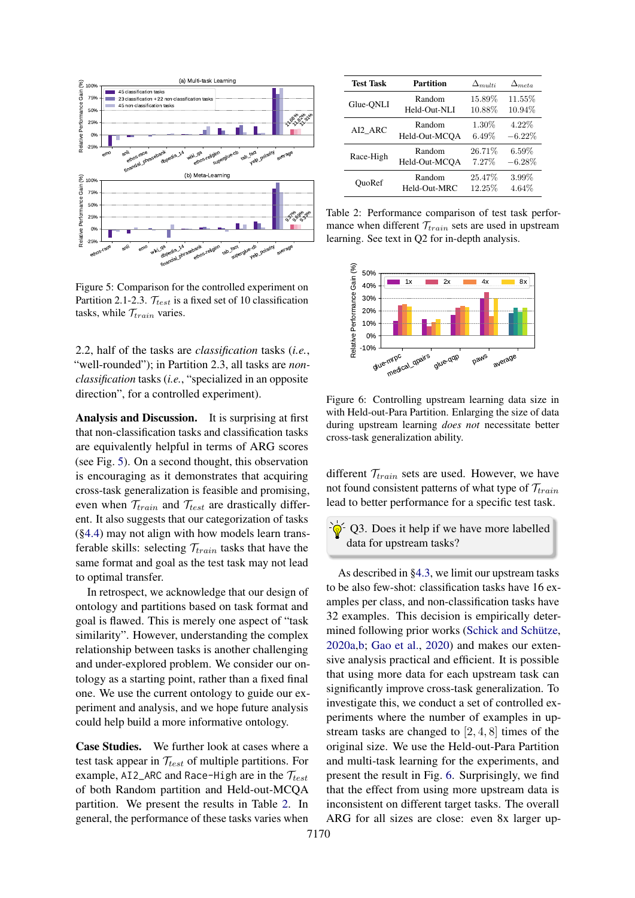Figure 5: Comparison for the controlled experiment on Partition 2.1-2.3. $\mathcal{T}_{test}$ is a fixed set of 10 classification tasks, while $\mathcal{T}_{train}$ varies.

2.2, half of the tasks are *classification* tasks (*i.e.*, "well-rounded"); in Partition 2.3, all tasks are *non-classification* tasks (*i.e.*, "specialized in an opposite direction", for a controlled experiment).

**Analysis and Discussion.** It is surprising at first that non-classification tasks and classification tasks are equivalently helpful in terms of ARG scores (see Fig. 5). On a second thought, this observation is encouraging as it demonstrates that acquiring cross-task generalization is feasible and promising, even when $\mathcal{T}_{train}$ and $\mathcal{T}_{test}$ are drastically different. It also suggests that our categorization of tasks (§4.4) may not align with how models learn transferable skills: selecting $\mathcal{T}_{train}$ tasks that have the same format and goal as the test task may not lead to optimal transfer.

In retrospect, we acknowledge that our design of ontology and partitions based on task format and goal is flawed. This is merely one aspect of "task similarity". However, understanding the complex relationship between tasks is another challenging and under-explored problem. We consider our ontology as a starting point, rather than a fixed final one. We use the current ontology to guide our experiment and analysis, and we hope future analysis could help build a more informative ontology.

**Case Studies.** We further look at cases where a test task appear in $\mathcal{T}_{test}$ of multiple partitions. For example, AI2_ARC and Race-High are in the $\mathcal{T}_{test}$ of both Random partition and Held-out-MCQA partition. We present the results in Table 2. In general, the performance of these tasks varies when different $\mathcal{T}_{train}$ sets are used. However, we have not found consistent patterns of what type of $\mathcal{T}_{train}$ lead to better performance for a specific test task.

| Test Task | Partition | $\Delta_{multi}$ | $\Delta_{meta}$ |
|---|---|---|---|
| Glue-QNLI | Random | 15.89% | 11.55% |
| | Held-Out-NLI | 10.88% | 10.94% |
| AI2_ARC | Random | 1.30% | 4.22% |
| | Held-Out-MCQA | 6.49% | −6.22% |
| Race-High | Random | 26.71% | 6.59% |
| | Held-Out-MCQA | 7.27% | −6.28% |
| QuoRef | Random | 25.47% | 3.99% |
| | Held-Out-MRC | 12.25% | 4.64% |

Table 2: Performance comparison of test task performance when different $\mathcal{T}_{train}$ sets are used in upstream learning. See text in Q2 for in-depth analysis.

Figure 6: Controlling upstream learning data size in with Held-out-Para Partition. Enlarging the size of data during upstream learning *does not* necessitate better cross-task generalization ability.

> Q3. Does it help if we have more labelled data for upstream tasks?

As described in §4.3, we limit our upstream tasks to be also few-shot: classification tasks have 16 examples per class, and non-classification tasks have 32 examples. This decision is empirically determined following prior works (Schick and Schütze, 2020a,b; Gao et al., 2020) and makes our extensive analysis practical and efficient. It is possible that using more data for each upstream task can significantly improve cross-task generalization. To investigate this, we conduct a set of controlled experiments where the number of examples in upstream tasks are changed to $[2, 4, 8]$ times of the original size. We use the Held-out-Para Partition and multi-task learning for the experiments, and present the result in Fig. 6. Surprisingly, we find that the effect from using more upstream data is inconsistent on different target tasks. The overall ARG for all sizes are close: even 8x larger up-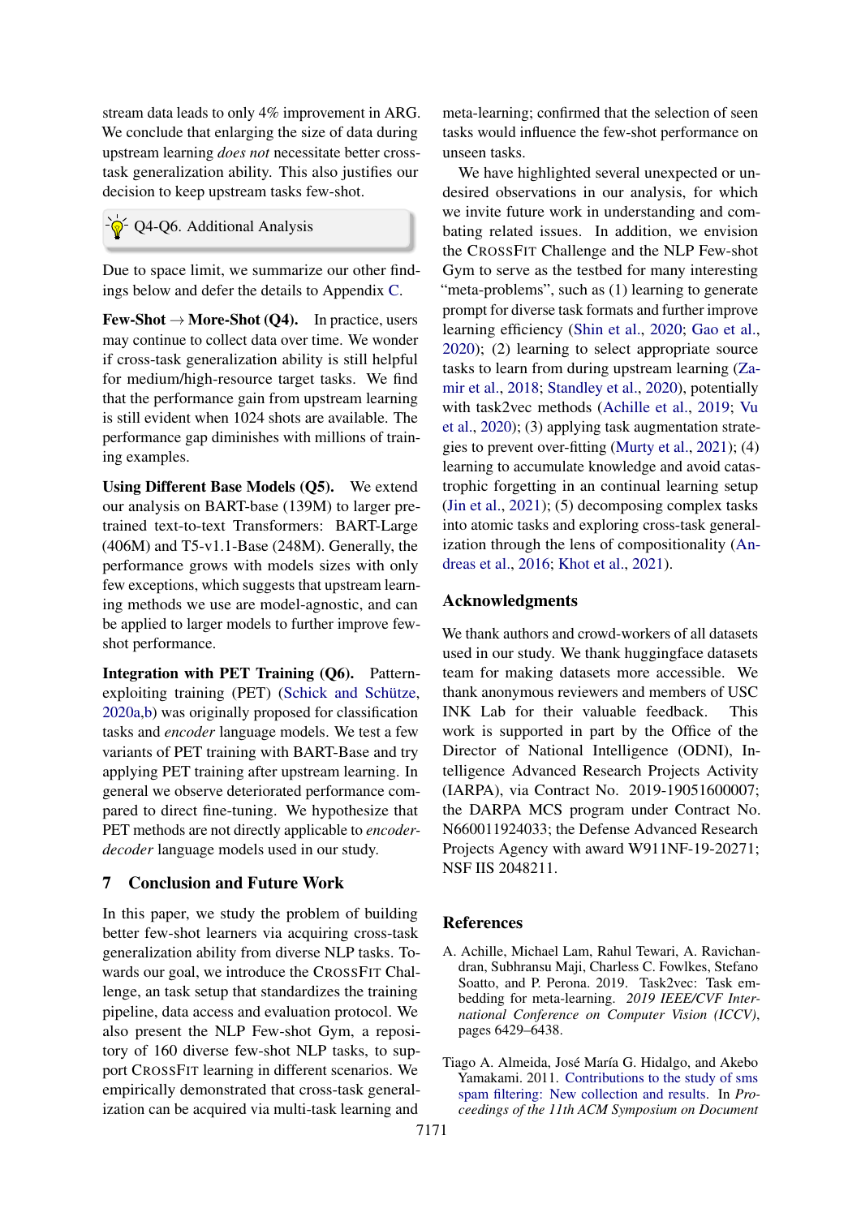stream data leads to only 4% improvement in ARG. We conclude that enlarging the size of data during upstream learning *does not* necessitate better cross-task generalization ability. This also justifies our decision to keep upstream tasks few-shot.

### Q4-Q6. Additional Analysis

Due to space limit, we summarize our other findings below and defer the details to Appendix C.

**Few-Shot → More-Shot (Q4).** In practice, users may continue to collect data over time. We wonder if cross-task generalization ability is still helpful for medium/high-resource target tasks. We find that the performance gain from upstream learning is still evident when 1024 shots are available. The performance gap diminishes with millions of training examples.

**Using Different Base Models (Q5).** We extend our analysis on BART-base (139M) to larger pre-trained text-to-text Transformers: BART-Large (406M) and T5-v1.1-Base (248M). Generally, the performance grows with models sizes with only few exceptions, which suggests that upstream learning methods we use are model-agnostic, and can be applied to larger models to further improve few-shot performance.

**Integration with PET Training (Q6).** Pattern-exploiting training (PET) (Schick and Schütze, 2020a,b) was originally proposed for classification tasks and *encoder* language models. We test a few variants of PET training with BART-Base and try applying PET training after upstream learning. In general we observe deteriorated performance compared to direct fine-tuning. We hypothesize that PET methods are not directly applicable to *encoder-decoder* language models used in our study.

## 7 Conclusion and Future Work

In this paper, we study the problem of building better few-shot learners via acquiring cross-task generalization ability from diverse NLP tasks. Towards our goal, we introduce the CrossFit Challenge, an task setup that standardizes the training pipeline, data access and evaluation protocol. We also present the NLP Few-shot Gym, a repository of 160 diverse few-shot NLP tasks, to support CrossFit learning in different scenarios. We empirically demonstrated that cross-task generalization can be acquired via multi-task learning and meta-learning; confirmed that the selection of seen tasks would influence the few-shot performance on unseen tasks.

We have highlighted several unexpected or undesired observations in our analysis, for which we invite future work in understanding and combating related issues. In addition, we envision the CrossFit Challenge and the NLP Few-shot Gym to serve as the testbed for many interesting "meta-problems", such as (1) learning to generate prompt for diverse task formats and further improve learning efficiency (Shin et al., 2020; Gao et al., 2020); (2) learning to select appropriate source tasks to learn from during upstream learning (Zamir et al., 2018; Standley et al., 2020), potentially with task2vec methods (Achille et al., 2019; Vu et al., 2020); (3) applying task augmentation strategies to prevent over-fitting (Murty et al., 2021); (4) learning to accumulate knowledge and avoid catastrophic forgetting in an continual learning setup (Jin et al., 2021); (5) decomposing complex tasks into atomic tasks and exploring cross-task generalization through the lens of compositionality (Andreas et al., 2016; Khot et al., 2021).

## Acknowledgments

We thank authors and crowd-workers of all datasets used in our study. We thank huggingface datasets team for making datasets more accessible. We thank anonymous reviewers and members of USC INK Lab for their valuable feedback. This work is supported in part by the Office of the Director of National Intelligence (ODNI), Intelligence Advanced Research Projects Activity (IARPA), via Contract No. 2019-19051600007; the DARPA MCS program under Contract No. N660011924033; the Defense Advanced Research Projects Agency with award W911NF-19-20271; NSF IIS 2048211.

## References

A. Achille, Michael Lam, Rahul Tewari, A. Ravichandran, Subhransu Maji, Charless C. Fowlkes, Stefano Soatto, and P. Perona. 2019. Task2vec: Task embedding for meta-learning. *2019 IEEE/CVF International Conference on Computer Vision (ICCV)*, pages 6429–6438.

Tiago A. Almeida, José María G. Hidalgo, and Akebo Yamakami. 2011. Contributions to the study of sms spam filtering: New collection and results. In *Proceedings of the 11th ACM Symposium on Document*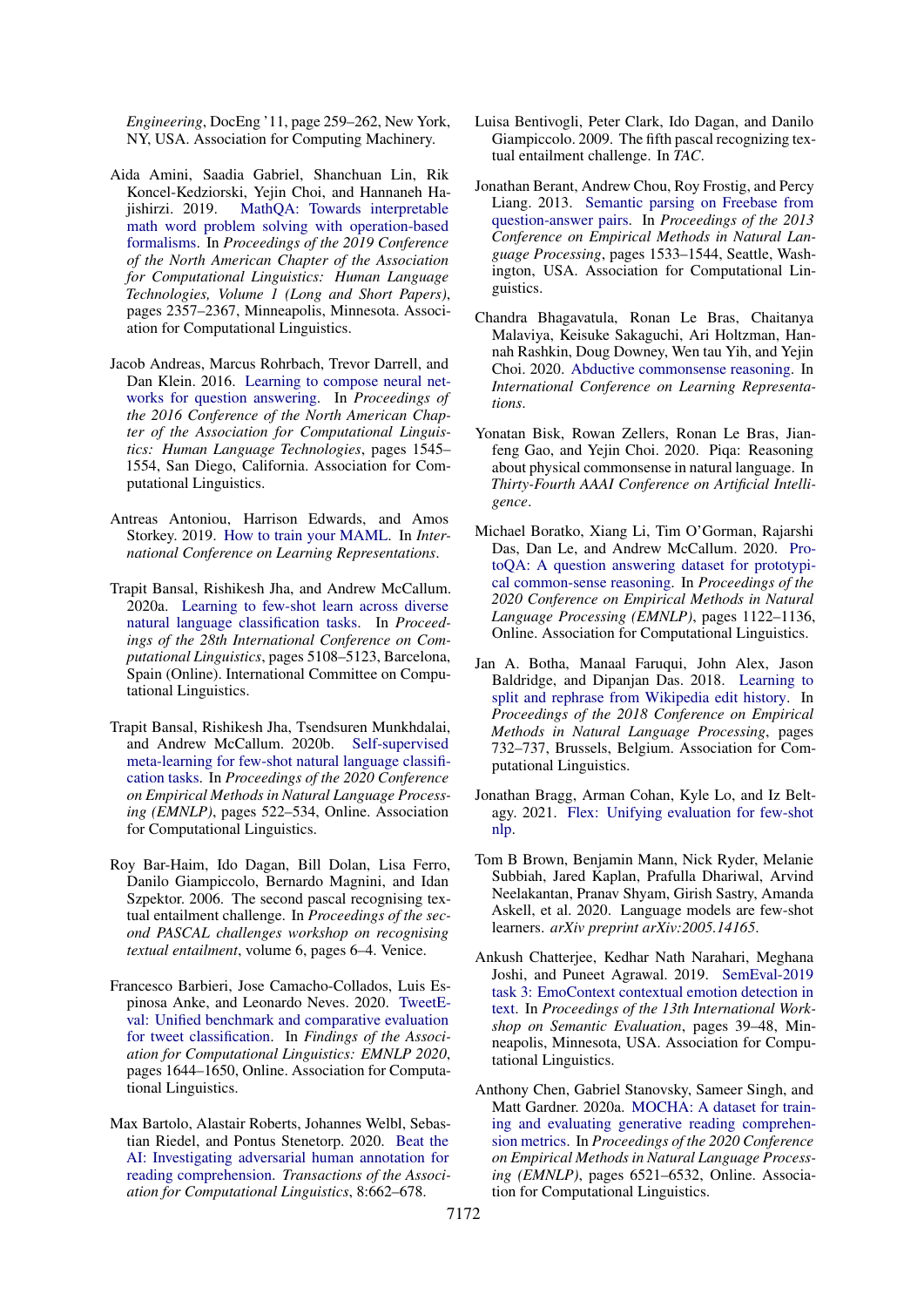*Engineering*, DocEng '11, page 259–262, New York, NY, USA. Association for Computing Machinery.

Aida Amini, Saadia Gabriel, Shanchuan Lin, Rik Koncel-Kedziorski, Yejin Choi, and Hannaneh Hajishirzi. 2019. MathQA: Towards interpretable math word problem solving with operation-based formalisms. In *Proceedings of the 2019 Conference of the North American Chapter of the Association for Computational Linguistics: Human Language Technologies, Volume 1 (Long and Short Papers)*, pages 2357–2367, Minneapolis, Minnesota. Association for Computational Linguistics.

Jacob Andreas, Marcus Rohrbach, Trevor Darrell, and Dan Klein. 2016. Learning to compose neural networks for question answering. In *Proceedings of the 2016 Conference of the North American Chapter of the Association for Computational Linguistics: Human Language Technologies*, pages 1545–1554, San Diego, California. Association for Computational Linguistics.

Antreas Antoniou, Harrison Edwards, and Amos Storkey. 2019. How to train your MAML. In *International Conference on Learning Representations*.

Trapit Bansal, Rishikesh Jha, and Andrew McCallum. 2020a. Learning to few-shot learn across diverse natural language classification tasks. In *Proceedings of the 28th International Conference on Computational Linguistics*, pages 5108–5123, Barcelona, Spain (Online). International Committee on Computational Linguistics.

Trapit Bansal, Rishikesh Jha, Tsendsuren Munkhdalai, and Andrew McCallum. 2020b. Self-supervised meta-learning for few-shot natural language classification tasks. In *Proceedings of the 2020 Conference on Empirical Methods in Natural Language Processing (EMNLP)*, pages 522–534, Online. Association for Computational Linguistics.

Roy Bar-Haim, Ido Dagan, Bill Dolan, Lisa Ferro, Danilo Giampiccolo, Bernardo Magnini, and Idan Szpektor. 2006. The second pascal recognising textual entailment challenge. In *Proceedings of the second PASCAL challenges workshop on recognising textual entailment*, volume 6, pages 6–4. Venice.

Francesco Barbieri, Jose Camacho-Collados, Luis Espinosa Anke, and Leonardo Neves. 2020. TweetEval: Unified benchmark and comparative evaluation for tweet classification. In *Findings of the Association for Computational Linguistics: EMNLP 2020*, pages 1644–1650, Online. Association for Computational Linguistics.

Max Bartolo, Alastair Roberts, Johannes Welbl, Sebastian Riedel, and Pontus Stenetorp. 2020. Beat the AI: Investigating adversarial human annotation for reading comprehension. *Transactions of the Association for Computational Linguistics*, 8:662–678.

Luisa Bentivogli, Peter Clark, Ido Dagan, and Danilo Giampiccolo. 2009. The fifth pascal recognizing textual entailment challenge. In *TAC*.

Jonathan Berant, Andrew Chou, Roy Frostig, and Percy Liang. 2013. Semantic parsing on Freebase from question-answer pairs. In *Proceedings of the 2013 Conference on Empirical Methods in Natural Language Processing*, pages 1533–1544, Seattle, Washington, USA. Association for Computational Linguistics.

Chandra Bhagavatula, Ronan Le Bras, Chaitanya Malaviya, Keisuke Sakaguchi, Ari Holtzman, Hannah Rashkin, Doug Downey, Wen tau Yih, and Yejin Choi. 2020. Abductive commonsense reasoning. In *International Conference on Learning Representations*.

Yonatan Bisk, Rowan Zellers, Ronan Le Bras, Jianfeng Gao, and Yejin Choi. 2020. Piqa: Reasoning about physical commonsense in natural language. In *Thirty-Fourth AAAI Conference on Artificial Intelligence*.

Michael Boratko, Xiang Li, Tim O'Gorman, Rajarshi Das, Dan Le, and Andrew McCallum. 2020. ProtoQA: A question answering dataset for prototypical common-sense reasoning. In *Proceedings of the 2020 Conference on Empirical Methods in Natural Language Processing (EMNLP)*, pages 1122–1136, Online. Association for Computational Linguistics.

Jan A. Botha, Manaal Faruqui, John Alex, Jason Baldridge, and Dipanjan Das. 2018. Learning to split and rephrase from Wikipedia edit history. In *Proceedings of the 2018 Conference on Empirical Methods in Natural Language Processing*, pages 732–737, Brussels, Belgium. Association for Computational Linguistics.

Jonathan Bragg, Arman Cohan, Kyle Lo, and Iz Beltagy. 2021. Flex: Unifying evaluation for few-shot nlp.

Tom B Brown, Benjamin Mann, Nick Ryder, Melanie Subbiah, Jared Kaplan, Prafulla Dhariwal, Arvind Neelakantan, Pranav Shyam, Girish Sastry, Amanda Askell, et al. 2020. Language models are few-shot learners. *arXiv preprint arXiv:2005.14165*.

Ankush Chatterjee, Kedhar Nath Narahari, Meghana Joshi, and Puneet Agrawal. 2019. SemEval-2019 task 3: EmoContext contextual emotion detection in text. In *Proceedings of the 13th International Workshop on Semantic Evaluation*, pages 39–48, Minneapolis, Minnesota, USA. Association for Computational Linguistics.

Anthony Chen, Gabriel Stanovsky, Sameer Singh, and Matt Gardner. 2020a. MOCHA: A dataset for training and evaluating generative reading comprehension metrics. In *Proceedings of the 2020 Conference on Empirical Methods in Natural Language Processing (EMNLP)*, pages 6521–6532, Online. Association for Computational Linguistics.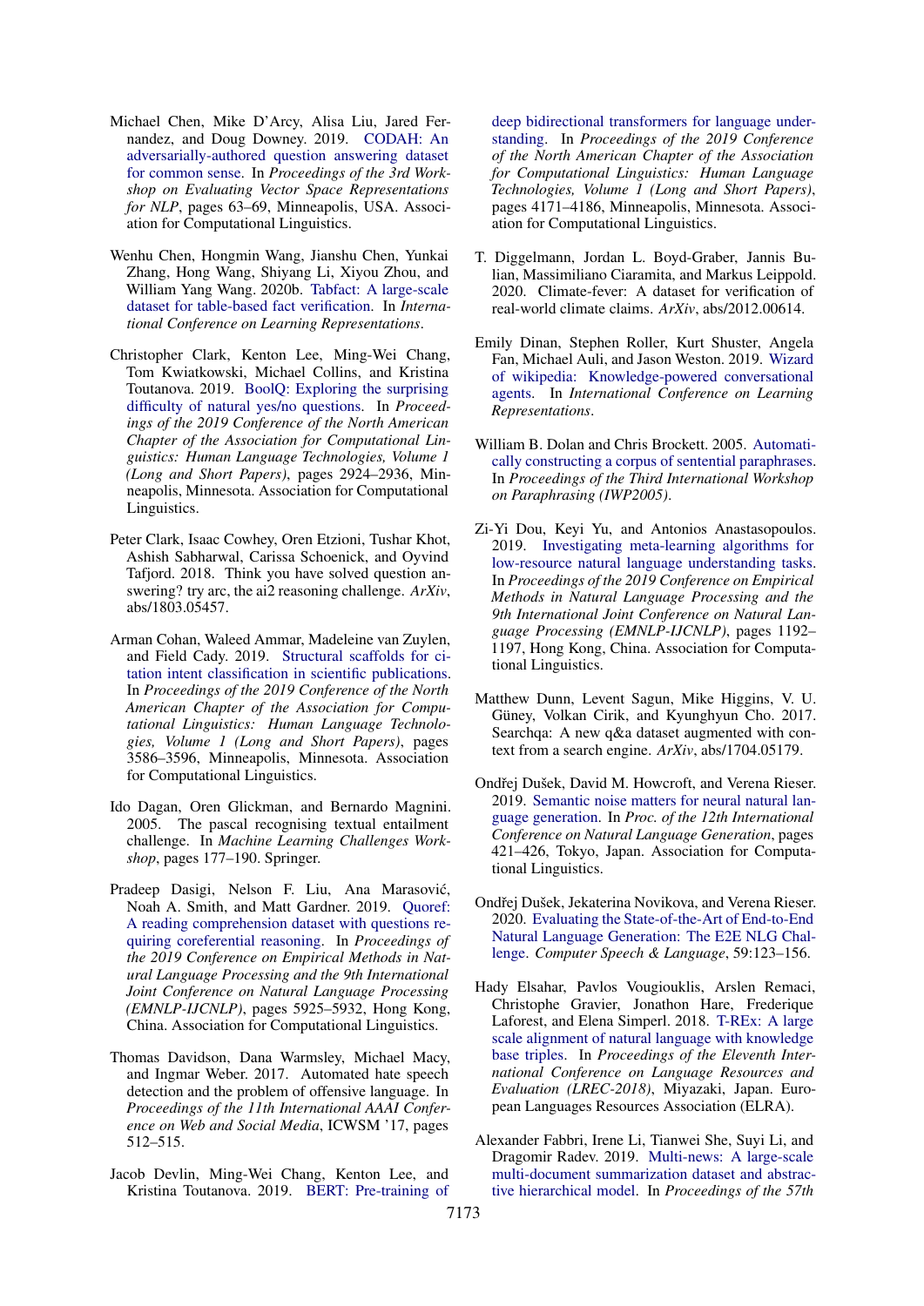Michael Chen, Mike D'Arcy, Alisa Liu, Jared Fernandez, and Doug Downey. 2019. CODAH: An adversarially-authored question answering dataset for common sense. In *Proceedings of the 3rd Workshop on Evaluating Vector Space Representations for NLP*, pages 63–69, Minneapolis, USA. Association for Computational Linguistics.

Wenhu Chen, Hongmin Wang, Jianshu Chen, Yunkai Zhang, Hong Wang, Shiyang Li, Xiyou Zhou, and William Yang Wang. 2020b. Tabfact: A large-scale dataset for table-based fact verification. In *International Conference on Learning Representations*.

Christopher Clark, Kenton Lee, Ming-Wei Chang, Tom Kwiatkowski, Michael Collins, and Kristina Toutanova. 2019. BoolQ: Exploring the surprising difficulty of natural yes/no questions. In *Proceedings of the 2019 Conference of the North American Chapter of the Association for Computational Linguistics: Human Language Technologies, Volume 1 (Long and Short Papers)*, pages 2924–2936, Minneapolis, Minnesota. Association for Computational Linguistics.

Peter Clark, Isaac Cowhey, Oren Etzioni, Tushar Khot, Ashish Sabharwal, Carissa Schoenick, and Oyvind Tafjord. 2018. Think you have solved question answering? try arc, the ai2 reasoning challenge. *ArXiv*, abs/1803.05457.

Arman Cohan, Waleed Ammar, Madeleine van Zuylen, and Field Cady. 2019. Structural scaffolds for citation intent classification in scientific publications. In *Proceedings of the 2019 Conference of the North American Chapter of the Association for Computational Linguistics: Human Language Technologies, Volume 1 (Long and Short Papers)*, pages 3586–3596, Minneapolis, Minnesota. Association for Computational Linguistics.

Ido Dagan, Oren Glickman, and Bernardo Magnini. 2005. The pascal recognising textual entailment challenge. In *Machine Learning Challenges Workshop*, pages 177–190. Springer.

Pradeep Dasigi, Nelson F. Liu, Ana Marasović, Noah A. Smith, and Matt Gardner. 2019. Quoref: A reading comprehension dataset with questions requiring coreferential reasoning. In *Proceedings of the 2019 Conference on Empirical Methods in Natural Language Processing and the 9th International Joint Conference on Natural Language Processing (EMNLP-IJCNLP)*, pages 5925–5932, Hong Kong, China. Association for Computational Linguistics.

Thomas Davidson, Dana Warmsley, Michael Macy, and Ingmar Weber. 2017. Automated hate speech detection and the problem of offensive language. In *Proceedings of the 11th International AAAI Conference on Web and Social Media*, ICWSM '17, pages 512–515.

Jacob Devlin, Ming-Wei Chang, Kenton Lee, and Kristina Toutanova. 2019. BERT: Pre-training of deep bidirectional transformers for language understanding. In *Proceedings of the 2019 Conference of the North American Chapter of the Association for Computational Linguistics: Human Language Technologies, Volume 1 (Long and Short Papers)*, pages 4171–4186, Minneapolis, Minnesota. Association for Computational Linguistics.

T. Diggelmann, Jordan L. Boyd-Graber, Jannis Bulian, Massimiliano Ciaramita, and Markus Leippold. 2020. Climate-fever: A dataset for verification of real-world climate claims. *ArXiv*, abs/2012.00614.

Emily Dinan, Stephen Roller, Kurt Shuster, Angela Fan, Michael Auli, and Jason Weston. 2019. Wizard of wikipedia: Knowledge-powered conversational agents. In *International Conference on Learning Representations*.

William B. Dolan and Chris Brockett. 2005. Automatically constructing a corpus of sentential paraphrases. In *Proceedings of the Third International Workshop on Paraphrasing (IWP2005)*.

Zi-Yi Dou, Keyi Yu, and Antonios Anastasopoulos. 2019. Investigating meta-learning algorithms for low-resource natural language understanding tasks. In *Proceedings of the 2019 Conference on Empirical Methods in Natural Language Processing and the 9th International Joint Conference on Natural Language Processing (EMNLP-IJCNLP)*, pages 1192–1197, Hong Kong, China. Association for Computational Linguistics.

Matthew Dunn, Levent Sagun, Mike Higgins, V. U. Güney, Volkan Cirik, and Kyunghyun Cho. 2017. Searchqa: A new q&a dataset augmented with context from a search engine. *ArXiv*, abs/1704.05179.

Ondřej Dušek, David M. Howcroft, and Verena Rieser. 2019. Semantic noise matters for neural natural language generation. In *Proc. of the 12th International Conference on Natural Language Generation*, pages 421–426, Tokyo, Japan. Association for Computational Linguistics.

Ondřej Dušek, Jekaterina Novikova, and Verena Rieser. 2020. Evaluating the State-of-the-Art of End-to-End Natural Language Generation: The E2E NLG Challenge. *Computer Speech & Language*, 59:123–156.

Hady Elsahar, Pavlos Vougiouklis, Arslen Remaci, Christophe Gravier, Jonathon Hare, Frederique Laforest, and Elena Simperl. 2018. T-REx: A large scale alignment of natural language with knowledge base triples. In *Proceedings of the Eleventh International Conference on Language Resources and Evaluation (LREC-2018)*, Miyazaki, Japan. European Languages Resources Association (ELRA).

Alexander Fabbri, Irene Li, Tianwei She, Suyi Li, and Dragomir Radev. 2019. Multi-news: A large-scale multi-document summarization dataset and abstractive hierarchical model. In *Proceedings of the 57th*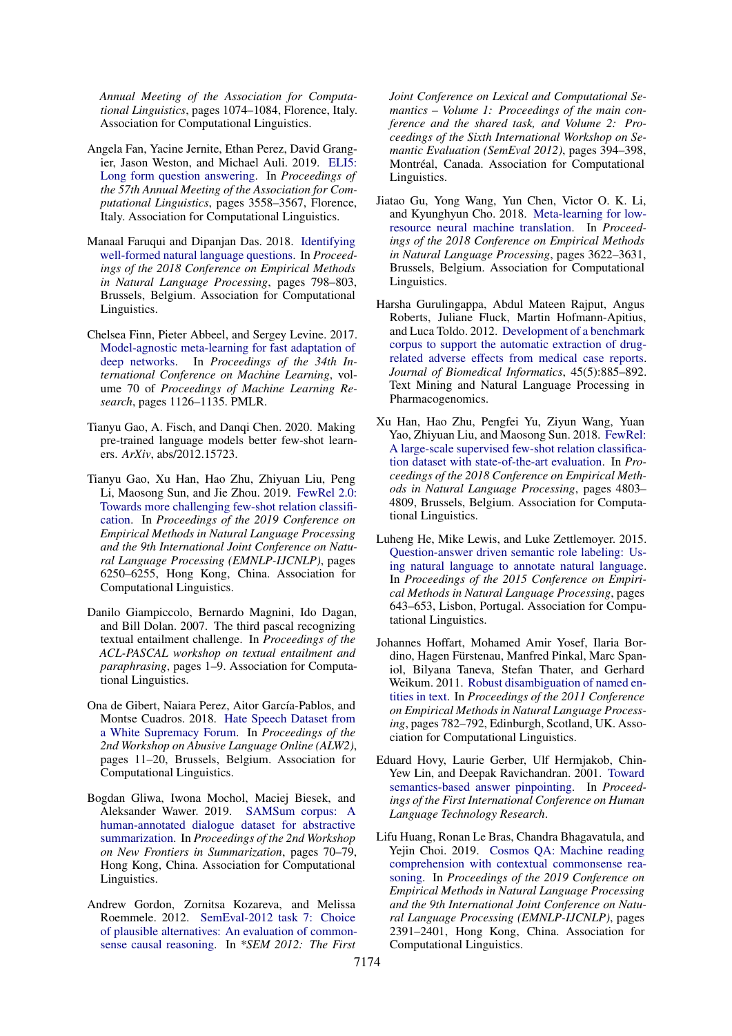*Annual Meeting of the Association for Computational Linguistics*, pages 1074–1084, Florence, Italy. Association for Computational Linguistics.

Angela Fan, Yacine Jernite, Ethan Perez, David Grangier, Jason Weston, and Michael Auli. 2019. ELI5: Long form question answering. In *Proceedings of the 57th Annual Meeting of the Association for Computational Linguistics*, pages 3558–3567, Florence, Italy. Association for Computational Linguistics.

Manaal Faruqui and Dipanjan Das. 2018. Identifying well-formed natural language questions. In *Proceedings of the 2018 Conference on Empirical Methods in Natural Language Processing*, pages 798–803, Brussels, Belgium. Association for Computational Linguistics.

Chelsea Finn, Pieter Abbeel, and Sergey Levine. 2017. Model-agnostic meta-learning for fast adaptation of deep networks. In *Proceedings of the 34th International Conference on Machine Learning*, volume 70 of *Proceedings of Machine Learning Research*, pages 1126–1135. PMLR.

Tianyu Gao, A. Fisch, and Danqi Chen. 2020. Making pre-trained language models better few-shot learners. *ArXiv*, abs/2012.15723.

Tianyu Gao, Xu Han, Hao Zhu, Zhiyuan Liu, Peng Li, Maosong Sun, and Jie Zhou. 2019. FewRel 2.0: Towards more challenging few-shot relation classification. In *Proceedings of the 2019 Conference on Empirical Methods in Natural Language Processing and the 9th International Joint Conference on Natural Language Processing (EMNLP-IJCNLP)*, pages 6250–6255, Hong Kong, China. Association for Computational Linguistics.

Danilo Giampiccolo, Bernardo Magnini, Ido Dagan, and Bill Dolan. 2007. The third pascal recognizing textual entailment challenge. In *Proceedings of the ACL-PASCAL workshop on textual entailment and paraphrasing*, pages 1–9. Association for Computational Linguistics.

Ona de Gibert, Naiara Perez, Aitor García-Pablos, and Montse Cuadros. 2018. Hate Speech Dataset from a White Supremacy Forum. In *Proceedings of the 2nd Workshop on Abusive Language Online (ALW2)*, pages 11–20, Brussels, Belgium. Association for Computational Linguistics.

Bogdan Gliwa, Iwona Mochol, Maciej Biesek, and Aleksander Wawer. 2019. SAMSum corpus: A human-annotated dialogue dataset for abstractive summarization. In *Proceedings of the 2nd Workshop on New Frontiers in Summarization*, pages 70–79, Hong Kong, China. Association for Computational Linguistics.

Andrew Gordon, Zornitsa Kozareva, and Melissa Roemmele. 2012. SemEval-2012 task 7: Choice of plausible alternatives: An evaluation of commonsense causal reasoning. In *\*SEM 2012: The First Joint Conference on Lexical and Computational Semantics – Volume 1: Proceedings of the main conference and the shared task, and Volume 2: Proceedings of the Sixth International Workshop on Semantic Evaluation (SemEval 2012)*, pages 394–398, Montréal, Canada. Association for Computational Linguistics.

Jiatao Gu, Yong Wang, Yun Chen, Victor O. K. Li, and Kyunghyun Cho. 2018. Meta-learning for low-resource neural machine translation. In *Proceedings of the 2018 Conference on Empirical Methods in Natural Language Processing*, pages 3622–3631, Brussels, Belgium. Association for Computational Linguistics.

Harsha Gurulingappa, Abdul Mateen Rajput, Angus Roberts, Juliane Fluck, Martin Hofmann-Apitius, and Luca Toldo. 2012. Development of a benchmark corpus to support the automatic extraction of drug-related adverse effects from medical case reports. *Journal of Biomedical Informatics*, 45(5):885–892. Text Mining and Natural Language Processing in Pharmacogenomics.

Xu Han, Hao Zhu, Pengfei Yu, Ziyun Wang, Yuan Yao, Zhiyuan Liu, and Maosong Sun. 2018. FewRel: A large-scale supervised few-shot relation classification dataset with state-of-the-art evaluation. In *Proceedings of the 2018 Conference on Empirical Methods in Natural Language Processing*, pages 4803–4809, Brussels, Belgium. Association for Computational Linguistics.

Luheng He, Mike Lewis, and Luke Zettlemoyer. 2015. Question-answer driven semantic role labeling: Using natural language to annotate natural language. In *Proceedings of the 2015 Conference on Empirical Methods in Natural Language Processing*, pages 643–653, Lisbon, Portugal. Association for Computational Linguistics.

Johannes Hoffart, Mohamed Amir Yosef, Ilaria Bordino, Hagen Fürstenau, Manfred Pinkal, Marc Spaniol, Bilyana Taneva, Stefan Thater, and Gerhard Weikum. 2011. Robust disambiguation of named entities in text. In *Proceedings of the 2011 Conference on Empirical Methods in Natural Language Processing*, pages 782–792, Edinburgh, Scotland, UK. Association for Computational Linguistics.

Eduard Hovy, Laurie Gerber, Ulf Hermjakob, Chin-Yew Lin, and Deepak Ravichandran. 2001. Toward semantics-based answer pinpointing. In *Proceedings of the First International Conference on Human Language Technology Research*.

Lifu Huang, Ronan Le Bras, Chandra Bhagavatula, and Yejin Choi. 2019. Cosmos QA: Machine reading comprehension with contextual commonsense reasoning. In *Proceedings of the 2019 Conference on Empirical Methods in Natural Language Processing and the 9th International Joint Conference on Natural Language Processing (EMNLP-IJCNLP)*, pages 2391–2401, Hong Kong, China. Association for Computational Linguistics.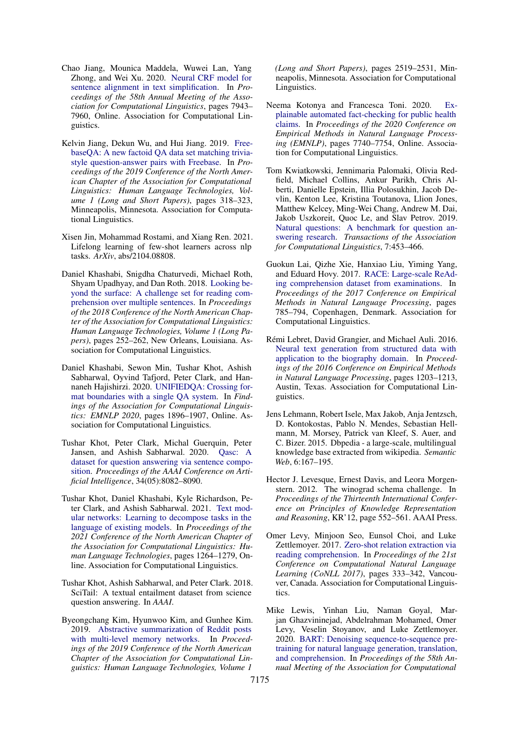Chao Jiang, Mounica Maddela, Wuwei Lan, Yang Zhong, and Wei Xu. 2020. Neural CRF model for sentence alignment in text simplification. In *Proceedings of the 58th Annual Meeting of the Association for Computational Linguistics*, pages 7943–7960, Online. Association for Computational Linguistics.

Kelvin Jiang, Dekun Wu, and Hui Jiang. 2019. FreebaseQA: A new factoid QA data set matching trivia-style question-answer pairs with Freebase. In *Proceedings of the 2019 Conference of the North American Chapter of the Association for Computational Linguistics: Human Language Technologies, Volume 1 (Long and Short Papers)*, pages 318–323, Minneapolis, Minnesota. Association for Computational Linguistics.

Xisen Jin, Mohammad Rostami, and Xiang Ren. 2021. Lifelong learning of few-shot learners across nlp tasks. *ArXiv*, abs/2104.08808.

Daniel Khashabi, Snigdha Chaturvedi, Michael Roth, Shyam Upadhyay, and Dan Roth. 2018. Looking beyond the surface: A challenge set for reading comprehension over multiple sentences. In *Proceedings of the 2018 Conference of the North American Chapter of the Association for Computational Linguistics: Human Language Technologies, Volume 1 (Long Papers)*, pages 252–262, New Orleans, Louisiana. Association for Computational Linguistics.

Daniel Khashabi, Sewon Min, Tushar Khot, Ashish Sabharwal, Oyvind Tafjord, Peter Clark, and Hannaneh Hajishirzi. 2020. UNIFIEDQA: Crossing format boundaries with a single QA system. In *Findings of the Association for Computational Linguistics: EMNLP 2020*, pages 1896–1907, Online. Association for Computational Linguistics.

Tushar Khot, Peter Clark, Michal Guerquin, Peter Jansen, and Ashish Sabharwal. 2020. Qasc: A dataset for question answering via sentence composition. *Proceedings of the AAAI Conference on Artificial Intelligence*, 34(05):8082–8090.

Tushar Khot, Daniel Khashabi, Kyle Richardson, Peter Clark, and Ashish Sabharwal. 2021. Text modular networks: Learning to decompose tasks in the language of existing models. In *Proceedings of the 2021 Conference of the North American Chapter of the Association for Computational Linguistics: Human Language Technologies*, pages 1264–1279, Online. Association for Computational Linguistics.

Tushar Khot, Ashish Sabharwal, and Peter Clark. 2018. SciTail: A textual entailment dataset from science question answering. In *AAAI*.

Byeongchang Kim, Hyunwoo Kim, and Gunhee Kim. 2019. Abstractive summarization of Reddit posts with multi-level memory networks. In *Proceedings of the 2019 Conference of the North American Chapter of the Association for Computational Linguistics: Human Language Technologies, Volume 1 (Long and Short Papers)*, pages 2519–2531, Minneapolis, Minnesota. Association for Computational Linguistics.

Neema Kotonya and Francesca Toni. 2020. Explainable automated fact-checking for public health claims. In *Proceedings of the 2020 Conference on Empirical Methods in Natural Language Processing (EMNLP)*, pages 7740–7754, Online. Association for Computational Linguistics.

Tom Kwiatkowski, Jennimaria Palomaki, Olivia Redfield, Michael Collins, Ankur Parikh, Chris Alberti, Danielle Epstein, Illia Polosukhin, Jacob Devlin, Kenton Lee, Kristina Toutanova, Llion Jones, Matthew Kelcey, Ming-Wei Chang, Andrew M. Dai, Jakob Uszkoreit, Quoc Le, and Slav Petrov. 2019. Natural questions: A benchmark for question answering research. *Transactions of the Association for Computational Linguistics*, 7:453–466.

Guokun Lai, Qizhe Xie, Hanxiao Liu, Yiming Yang, and Eduard Hovy. 2017. RACE: Large-scale ReAding comprehension dataset from examinations. In *Proceedings of the 2017 Conference on Empirical Methods in Natural Language Processing*, pages 785–794, Copenhagen, Denmark. Association for Computational Linguistics.

Rémi Lebret, David Grangier, and Michael Auli. 2016. Neural text generation from structured data with application to the biography domain. In *Proceedings of the 2016 Conference on Empirical Methods in Natural Language Processing*, pages 1203–1213, Austin, Texas. Association for Computational Linguistics.

Jens Lehmann, Robert Isele, Max Jakob, Anja Jentzsch, D. Kontokostas, Pablo N. Mendes, Sebastian Hellmann, M. Morsey, Patrick van Kleef, S. Auer, and C. Bizer. 2015. Dbpedia - a large-scale, multilingual knowledge base extracted from wikipedia. *Semantic Web*, 6:167–195.

Hector J. Levesque, Ernest Davis, and Leora Morgenstern. 2012. The winograd schema challenge. In *Proceedings of the Thirteenth International Conference on Principles of Knowledge Representation and Reasoning*, KR'12, page 552–561. AAAI Press.

Omer Levy, Minjoon Seo, Eunsol Choi, and Luke Zettlemoyer. 2017. Zero-shot relation extraction via reading comprehension. In *Proceedings of the 21st Conference on Computational Natural Language Learning (CoNLL 2017)*, pages 333–342, Vancouver, Canada. Association for Computational Linguistics.

Mike Lewis, Yinhan Liu, Naman Goyal, Marjan Ghazvininejad, Abdelrahman Mohamed, Omer Levy, Veselin Stoyanov, and Luke Zettlemoyer. 2020. BART: Denoising sequence-to-sequence pre-training for natural language generation, translation, and comprehension. In *Proceedings of the 58th Annual Meeting of the Association for Computational*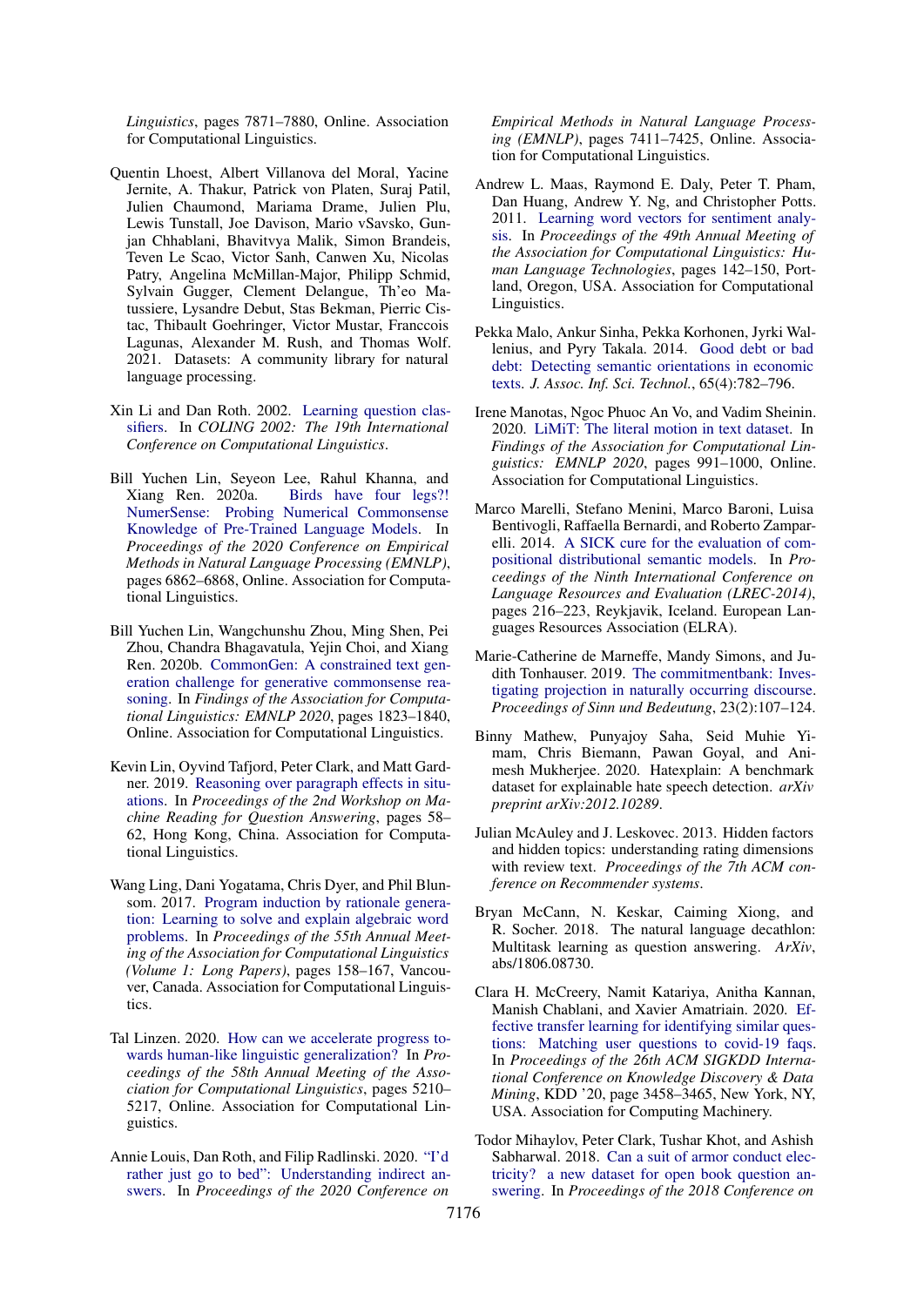*Linguistics*, pages 7871–7880, Online. Association for Computational Linguistics.

Quentin Lhoest, Albert Villanova del Moral, Yacine Jernite, A. Thakur, Patrick von Platen, Suraj Patil, Julien Chaumond, Mariama Drame, Julien Plu, Lewis Tunstall, Joe Davison, Mario vSavsko, Gunjan Chhablani, Bhavitvya Malik, Simon Brandeis, Teven Le Scao, Victor Sanh, Canwen Xu, Nicolas Patry, Angelina McMillan-Major, Philipp Schmid, Sylvain Gugger, Clement Delangue, Th'eo Matussiere, Lysandre Debut, Stas Bekman, Pierric Cistac, Thibault Goehringer, Victor Mustar, Franccois Lagunas, Alexander M. Rush, and Thomas Wolf. 2021. Datasets: A community library for natural language processing.

Xin Li and Dan Roth. 2002. Learning question classifiers. In *COLING 2002: The 19th International Conference on Computational Linguistics*.

Bill Yuchen Lin, Seyeon Lee, Rahul Khanna, and Xiang Ren. 2020a. Birds have four legs?! NumerSense: Probing Numerical Commonsense Knowledge of Pre-Trained Language Models. In *Proceedings of the 2020 Conference on Empirical Methods in Natural Language Processing (EMNLP)*, pages 6862–6868, Online. Association for Computational Linguistics.

Bill Yuchen Lin, Wangchunshu Zhou, Ming Shen, Pei Zhou, Chandra Bhagavatula, Yejin Choi, and Xiang Ren. 2020b. CommonGen: A constrained text generation challenge for generative commonsense reasoning. In *Findings of the Association for Computational Linguistics: EMNLP 2020*, pages 1823–1840, Online. Association for Computational Linguistics.

Kevin Lin, Oyvind Tafjord, Peter Clark, and Matt Gardner. 2019. Reasoning over paragraph effects in situations. In *Proceedings of the 2nd Workshop on Machine Reading for Question Answering*, pages 58–62, Hong Kong, China. Association for Computational Linguistics.

Wang Ling, Dani Yogatama, Chris Dyer, and Phil Blunsom. 2017. Program induction by rationale generation: Learning to solve and explain algebraic word problems. In *Proceedings of the 55th Annual Meeting of the Association for Computational Linguistics (Volume 1: Long Papers)*, pages 158–167, Vancouver, Canada. Association for Computational Linguistics.

Tal Linzen. 2020. How can we accelerate progress towards human-like linguistic generalization? In *Proceedings of the 58th Annual Meeting of the Association for Computational Linguistics*, pages 5210–5217, Online. Association for Computational Linguistics.

Annie Louis, Dan Roth, and Filip Radlinski. 2020. "I'd rather just go to bed": Understanding indirect answers. In *Proceedings of the 2020 Conference on Empirical Methods in Natural Language Processing (EMNLP)*, pages 7411–7425, Online. Association for Computational Linguistics.

Andrew L. Maas, Raymond E. Daly, Peter T. Pham, Dan Huang, Andrew Y. Ng, and Christopher Potts. 2011. Learning word vectors for sentiment analysis. In *Proceedings of the 49th Annual Meeting of the Association for Computational Linguistics: Human Language Technologies*, pages 142–150, Portland, Oregon, USA. Association for Computational Linguistics.

Pekka Malo, Ankur Sinha, Pekka Korhonen, Jyrki Wallenius, and Pyry Takala. 2014. Good debt or bad debt: Detecting semantic orientations in economic texts. *J. Assoc. Inf. Sci. Technol.*, 65(4):782–796.

Irene Manotas, Ngoc Phuoc An Vo, and Vadim Sheinin. 2020. LiMiT: The literal motion in text dataset. In *Findings of the Association for Computational Linguistics: EMNLP 2020*, pages 991–1000, Online. Association for Computational Linguistics.

Marco Marelli, Stefano Menini, Marco Baroni, Luisa Bentivogli, Raffaella Bernardi, and Roberto Zamparelli. 2014. A SICK cure for the evaluation of compositional distributional semantic models. In *Proceedings of the Ninth International Conference on Language Resources and Evaluation (LREC-2014)*, pages 216–223, Reykjavik, Iceland. European Languages Resources Association (ELRA).

Marie-Catherine de Marneffe, Mandy Simons, and Judith Tonhauser. 2019. The commitmentbank: Investigating projection in naturally occurring discourse. *Proceedings of Sinn und Bedeutung*, 23(2):107–124.

Binny Mathew, Punyajoy Saha, Seid Muhie Yimam, Chris Biemann, Pawan Goyal, and Animesh Mukherjee. 2020. Hatexplain: A benchmark dataset for explainable hate speech detection. *arXiv preprint arXiv:2012.10289*.

Julian McAuley and J. Leskovec. 2013. Hidden factors and hidden topics: understanding rating dimensions with review text. *Proceedings of the 7th ACM conference on Recommender systems*.

Bryan McCann, N. Keskar, Caiming Xiong, and R. Socher. 2018. The natural language decathlon: Multitask learning as question answering. *ArXiv*, abs/1806.08730.

Clara H. McCreery, Namit Katariya, Anitha Kannan, Manish Chablani, and Xavier Amatriain. 2020. Effective transfer learning for identifying similar questions: Matching user questions to covid-19 faqs. In *Proceedings of the 26th ACM SIGKDD International Conference on Knowledge Discovery & Data Mining*, KDD '20, page 3458–3465, New York, NY, USA. Association for Computing Machinery.

Todor Mihaylov, Peter Clark, Tushar Khot, and Ashish Sabharwal. 2018. Can a suit of armor conduct electricity? a new dataset for open book question answering. In *Proceedings of the 2018 Conference on*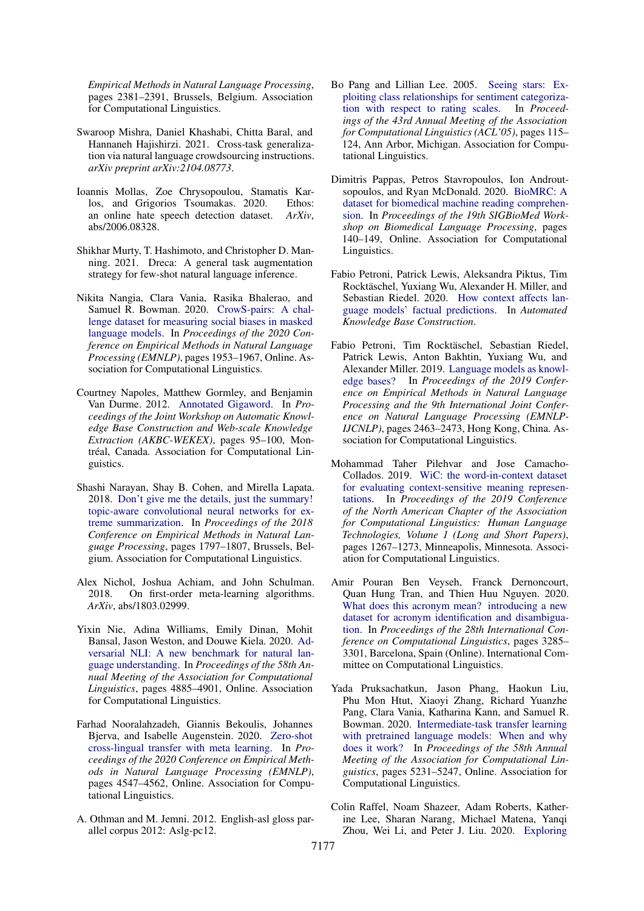Empirical Methods in Natural Language Processing, pages 2381–2391, Brussels, Belgium. Association for Computational Linguistics.

Swaroop Mishra, Daniel Khashabi, Chitta Baral, and Hannaneh Hajishirzi. 2021. Cross-task generalization via natural language crowdsourcing instructions. *arXiv preprint arXiv:2104.08773*.

Ioannis Mollas, Zoe Chrysopoulou, Stamatis Karlos, and Grigorios Tsoumakas. 2020. Ethos: an online hate speech detection dataset. *ArXiv*, abs/2006.08328.

Shikhar Murty, T. Hashimoto, and Christopher D. Manning. 2021. Dreca: A general task augmentation strategy for few-shot natural language inference.

Nikita Nangia, Clara Vania, Rasika Bhalerao, and Samuel R. Bowman. 2020. CrowS-pairs: A challenge dataset for measuring social biases in masked language models. In *Proceedings of the 2020 Conference on Empirical Methods in Natural Language Processing (EMNLP)*, pages 1953–1967, Online. Association for Computational Linguistics.

Courtney Napoles, Matthew Gormley, and Benjamin Van Durme. 2012. Annotated Gigaword. In *Proceedings of the Joint Workshop on Automatic Knowledge Base Construction and Web-scale Knowledge Extraction (AKBC-WEKEX)*, pages 95–100, Montréal, Canada. Association for Computational Linguistics.

Shashi Narayan, Shay B. Cohen, and Mirella Lapata. 2018. Don't give me the details, just the summary! topic-aware convolutional neural networks for extreme summarization. In *Proceedings of the 2018 Conference on Empirical Methods in Natural Language Processing*, pages 1797–1807, Brussels, Belgium. Association for Computational Linguistics.

Alex Nichol, Joshua Achiam, and John Schulman. 2018. On first-order meta-learning algorithms. *ArXiv*, abs/1803.02999.

Yixin Nie, Adina Williams, Emily Dinan, Mohit Bansal, Jason Weston, and Douwe Kiela. 2020. Adversarial NLI: A new benchmark for natural language understanding. In *Proceedings of the 58th Annual Meeting of the Association for Computational Linguistics*, pages 4885–4901, Online. Association for Computational Linguistics.

Farhad Nooralahzadeh, Giannis Bekoulis, Johannes Bjerva, and Isabelle Augenstein. 2020. Zero-shot cross-lingual transfer with meta learning. In *Proceedings of the 2020 Conference on Empirical Methods in Natural Language Processing (EMNLP)*, pages 4547–4562, Online. Association for Computational Linguistics.

A. Othman and M. Jemni. 2012. English-asl gloss parallel corpus 2012: Aslg-pc12.

Bo Pang and Lillian Lee. 2005. Seeing stars: Exploiting class relationships for sentiment categorization with respect to rating scales. In *Proceedings of the 43rd Annual Meeting of the Association for Computational Linguistics (ACL'05)*, pages 115–124, Ann Arbor, Michigan. Association for Computational Linguistics.

Dimitris Pappas, Petros Stavropoulos, Ion Androutsopoulos, and Ryan McDonald. 2020. BioMRC: A dataset for biomedical machine reading comprehension. In *Proceedings of the 19th SIGBioMed Workshop on Biomedical Language Processing*, pages 140–149, Online. Association for Computational Linguistics.

Fabio Petroni, Patrick Lewis, Aleksandra Piktus, Tim Rocktäschel, Yuxiang Wu, Alexander H. Miller, and Sebastian Riedel. 2020. How context affects language models' factual predictions. In *Automated Knowledge Base Construction*.

Fabio Petroni, Tim Rocktäschel, Sebastian Riedel, Patrick Lewis, Anton Bakhtin, Yuxiang Wu, and Alexander Miller. 2019. Language models as knowledge bases? In *Proceedings of the 2019 Conference on Empirical Methods in Natural Language Processing and the 9th International Joint Conference on Natural Language Processing (EMNLP-IJCNLP)*, pages 2463–2473, Hong Kong, China. Association for Computational Linguistics.

Mohammad Taher Pilehvar and Jose Camacho-Collados. 2019. WiC: the word-in-context dataset for evaluating context-sensitive meaning representations. In *Proceedings of the 2019 Conference of the North American Chapter of the Association for Computational Linguistics: Human Language Technologies, Volume 1 (Long and Short Papers)*, pages 1267–1273, Minneapolis, Minnesota. Association for Computational Linguistics.

Amir Pouran Ben Veyseh, Franck Dernoncourt, Quan Hung Tran, and Thien Huu Nguyen. 2020. What does this acronym mean? introducing a new dataset for acronym identification and disambiguation. In *Proceedings of the 28th International Conference on Computational Linguistics*, pages 3285–3301, Barcelona, Spain (Online). International Committee on Computational Linguistics.

Yada Pruksachatkun, Jason Phang, Haokun Liu, Phu Mon Htut, Xiaoyi Zhang, Richard Yuanzhe Pang, Clara Vania, Katharina Kann, and Samuel R. Bowman. 2020. Intermediate-task transfer learning with pretrained language models: When and why does it work? In *Proceedings of the 58th Annual Meeting of the Association for Computational Linguistics*, pages 5231–5247, Online. Association for Computational Linguistics.

Colin Raffel, Noam Shazeer, Adam Roberts, Katherine Lee, Sharan Narang, Michael Matena, Yanqi Zhou, Wei Li, and Peter J. Liu. 2020. Exploring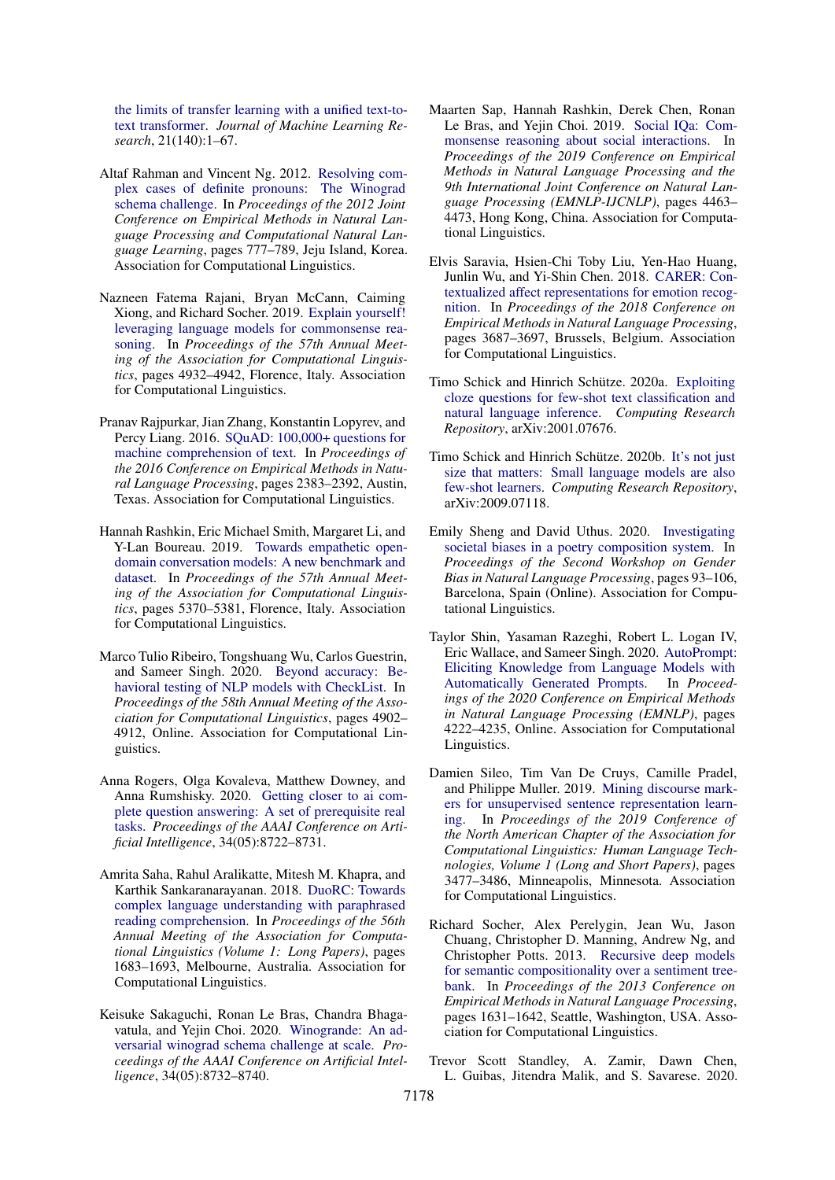the limits of transfer learning with a unified text-to-text transformer. *Journal of Machine Learning Research*, 21(140):1–67.

Altaf Rahman and Vincent Ng. 2012. Resolving complex cases of definite pronouns: The Winograd schema challenge. In *Proceedings of the 2012 Joint Conference on Empirical Methods in Natural Language Processing and Computational Natural Language Learning*, pages 777–789, Jeju Island, Korea. Association for Computational Linguistics.

Nazneen Fatema Rajani, Bryan McCann, Caiming Xiong, and Richard Socher. 2019. Explain yourself! leveraging language models for commonsense reasoning. In *Proceedings of the 57th Annual Meeting of the Association for Computational Linguistics*, pages 4932–4942, Florence, Italy. Association for Computational Linguistics.

Pranav Rajpurkar, Jian Zhang, Konstantin Lopyrev, and Percy Liang. 2016. SQuAD: 100,000+ questions for machine comprehension of text. In *Proceedings of the 2016 Conference on Empirical Methods in Natural Language Processing*, pages 2383–2392, Austin, Texas. Association for Computational Linguistics.

Hannah Rashkin, Eric Michael Smith, Margaret Li, and Y-Lan Boureau. 2019. Towards empathetic open-domain conversation models: A new benchmark and dataset. In *Proceedings of the 57th Annual Meeting of the Association for Computational Linguistics*, pages 5370–5381, Florence, Italy. Association for Computational Linguistics.

Marco Tulio Ribeiro, Tongshuang Wu, Carlos Guestrin, and Sameer Singh. 2020. Beyond accuracy: Behavioral testing of NLP models with CheckList. In *Proceedings of the 58th Annual Meeting of the Association for Computational Linguistics*, pages 4902–4912, Online. Association for Computational Linguistics.

Anna Rogers, Olga Kovaleva, Matthew Downey, and Anna Rumshisky. 2020. Getting closer to ai complete question answering: A set of prerequisite real tasks. *Proceedings of the AAAI Conference on Artificial Intelligence*, 34(05):8722–8731.

Amrita Saha, Rahul Aralikatte, Mitesh M. Khapra, and Karthik Sankaranarayanan. 2018. DuoRC: Towards complex language understanding with paraphrased reading comprehension. In *Proceedings of the 56th Annual Meeting of the Association for Computational Linguistics (Volume 1: Long Papers)*, pages 1683–1693, Melbourne, Australia. Association for Computational Linguistics.

Keisuke Sakaguchi, Ronan Le Bras, Chandra Bhagavatula, and Yejin Choi. 2020. Winogrande: An adversarial winograd schema challenge at scale. *Proceedings of the AAAI Conference on Artificial Intelligence*, 34(05):8732–8740.

Maarten Sap, Hannah Rashkin, Derek Chen, Ronan Le Bras, and Yejin Choi. 2019. Social IQa: Commonsense reasoning about social interactions. In *Proceedings of the 2019 Conference on Empirical Methods in Natural Language Processing and the 9th International Joint Conference on Natural Language Processing (EMNLP-IJCNLP)*, pages 4463–4473, Hong Kong, China. Association for Computational Linguistics.

Elvis Saravia, Hsien-Chi Toby Liu, Yen-Hao Huang, Junlin Wu, and Yi-Shin Chen. 2018. CARER: Contextualized affect representations for emotion recognition. In *Proceedings of the 2018 Conference on Empirical Methods in Natural Language Processing*, pages 3687–3697, Brussels, Belgium. Association for Computational Linguistics.

Timo Schick and Hinrich Schütze. 2020a. Exploiting cloze questions for few-shot text classification and natural language inference. *Computing Research Repository*, arXiv:2001.07676.

Timo Schick and Hinrich Schütze. 2020b. It's not just size that matters: Small language models are also few-shot learners. *Computing Research Repository*, arXiv:2009.07118.

Emily Sheng and David Uthus. 2020. Investigating societal biases in a poetry composition system. In *Proceedings of the Second Workshop on Gender Bias in Natural Language Processing*, pages 93–106, Barcelona, Spain (Online). Association for Computational Linguistics.

Taylor Shin, Yasaman Razeghi, Robert L. Logan IV, Eric Wallace, and Sameer Singh. 2020. AutoPrompt: Eliciting Knowledge from Language Models with Automatically Generated Prompts. In *Proceedings of the 2020 Conference on Empirical Methods in Natural Language Processing (EMNLP)*, pages 4222–4235, Online. Association for Computational Linguistics.

Damien Sileo, Tim Van De Cruys, Camille Pradel, and Philippe Muller. 2019. Mining discourse markers for unsupervised sentence representation learning. In *Proceedings of the 2019 Conference of the North American Chapter of the Association for Computational Linguistics: Human Language Technologies, Volume 1 (Long and Short Papers)*, pages 3477–3486, Minneapolis, Minnesota. Association for Computational Linguistics.

Richard Socher, Alex Perelygin, Jean Wu, Jason Chuang, Christopher D. Manning, Andrew Ng, and Christopher Potts. 2013. Recursive deep models for semantic compositionality over a sentiment treebank. In *Proceedings of the 2013 Conference on Empirical Methods in Natural Language Processing*, pages 1631–1642, Seattle, Washington, USA. Association for Computational Linguistics.

Trevor Scott Standley, A. Zamir, Dawn Chen, L. Guibas, Jitendra Malik, and S. Savarese. 2020.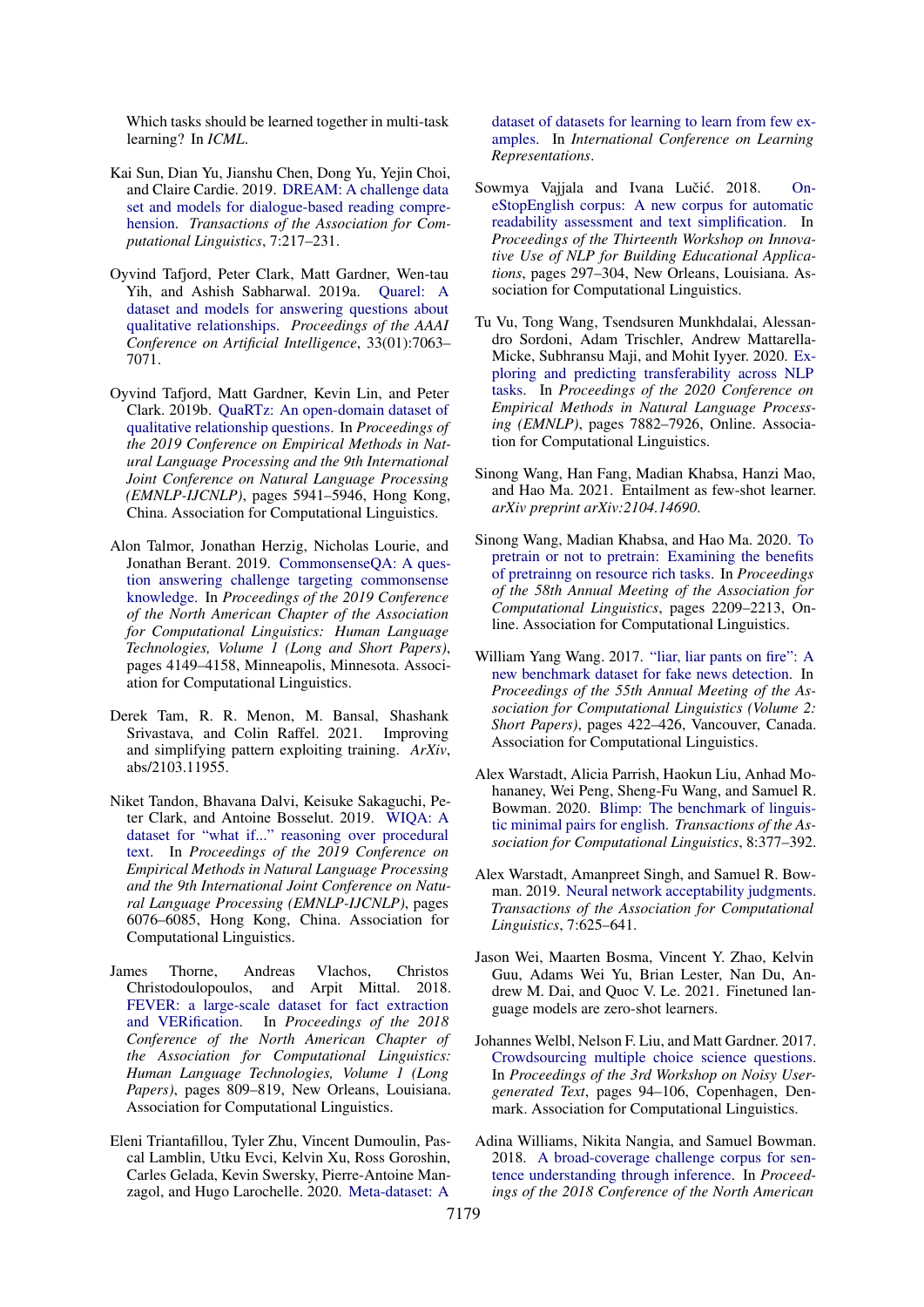Which tasks should be learned together in multi-task learning? In *ICML*.

Kai Sun, Dian Yu, Jianshu Chen, Dong Yu, Yejin Choi, and Claire Cardie. 2019. DREAM: A challenge data set and models for dialogue-based reading comprehension. *Transactions of the Association for Computational Linguistics*, 7:217–231.

Oyvind Tafjord, Peter Clark, Matt Gardner, Wen-tau Yih, and Ashish Sabharwal. 2019a. Quarel: A dataset and models for answering questions about qualitative relationships. *Proceedings of the AAAI Conference on Artificial Intelligence*, 33(01):7063–7071.

Oyvind Tafjord, Matt Gardner, Kevin Lin, and Peter Clark. 2019b. QuaRTz: An open-domain dataset of qualitative relationship questions. In *Proceedings of the 2019 Conference on Empirical Methods in Natural Language Processing and the 9th International Joint Conference on Natural Language Processing (EMNLP-IJCNLP)*, pages 5941–5946, Hong Kong, China. Association for Computational Linguistics.

Alon Talmor, Jonathan Herzig, Nicholas Lourie, and Jonathan Berant. 2019. CommonsenseQA: A question answering challenge targeting commonsense knowledge. In *Proceedings of the 2019 Conference of the North American Chapter of the Association for Computational Linguistics: Human Language Technologies, Volume 1 (Long and Short Papers)*, pages 4149–4158, Minneapolis, Minnesota. Association for Computational Linguistics.

Derek Tam, R. R. Menon, M. Bansal, Shashank Srivastava, and Colin Raffel. 2021. Improving and simplifying pattern exploiting training. *ArXiv*, abs/2103.11955.

Niket Tandon, Bhavana Dalvi, Keisuke Sakaguchi, Peter Clark, and Antoine Bosselut. 2019. WIQA: A dataset for "what if..." reasoning over procedural text. In *Proceedings of the 2019 Conference on Empirical Methods in Natural Language Processing and the 9th International Joint Conference on Natural Language Processing (EMNLP-IJCNLP)*, pages 6076–6085, Hong Kong, China. Association for Computational Linguistics.

James Thorne, Andreas Vlachos, Christos Christodoulopoulos, and Arpit Mittal. 2018. FEVER: a large-scale dataset for fact extraction and VERification. In *Proceedings of the 2018 Conference of the North American Chapter of the Association for Computational Linguistics: Human Language Technologies, Volume 1 (Long Papers)*, pages 809–819, New Orleans, Louisiana. Association for Computational Linguistics.

Eleni Triantafillou, Tyler Zhu, Vincent Dumoulin, Pascal Lamblin, Utku Evci, Kelvin Xu, Ross Goroshin, Carles Gelada, Kevin Swersky, Pierre-Antoine Manzagol, and Hugo Larochelle. 2020. Meta-dataset: A dataset of datasets for learning to learn from few examples. In *International Conference on Learning Representations*.

Sowmya Vajjala and Ivana Lučić. 2018. OneStopEnglish corpus: A new corpus for automatic readability assessment and text simplification. In *Proceedings of the Thirteenth Workshop on Innovative Use of NLP for Building Educational Applications*, pages 297–304, New Orleans, Louisiana. Association for Computational Linguistics.

Tu Vu, Tong Wang, Tsendsuren Munkhdalai, Alessandro Sordoni, Adam Trischler, Andrew Mattarella-Micke, Subhransu Maji, and Mohit Iyyer. 2020. Exploring and predicting transferability across NLP tasks. In *Proceedings of the 2020 Conference on Empirical Methods in Natural Language Processing (EMNLP)*, pages 7882–7926, Online. Association for Computational Linguistics.

Sinong Wang, Han Fang, Madian Khabsa, Hanzi Mao, and Hao Ma. 2021. Entailment as few-shot learner. *arXiv preprint arXiv:2104.14690*.

Sinong Wang, Madian Khabsa, and Hao Ma. 2020. To pretrain or not to pretrain: Examining the benefits of pretrainng on resource rich tasks. In *Proceedings of the 58th Annual Meeting of the Association for Computational Linguistics*, pages 2209–2213, Online. Association for Computational Linguistics.

William Yang Wang. 2017. "liar, liar pants on fire": A new benchmark dataset for fake news detection. In *Proceedings of the 55th Annual Meeting of the Association for Computational Linguistics (Volume 2: Short Papers)*, pages 422–426, Vancouver, Canada. Association for Computational Linguistics.

Alex Warstadt, Alicia Parrish, Haokun Liu, Anhad Mohananey, Wei Peng, Sheng-Fu Wang, and Samuel R. Bowman. 2020. Blimp: The benchmark of linguistic minimal pairs for english. *Transactions of the Association for Computational Linguistics*, 8:377–392.

Alex Warstadt, Amanpreet Singh, and Samuel R. Bowman. 2019. Neural network acceptability judgments. *Transactions of the Association for Computational Linguistics*, 7:625–641.

Jason Wei, Maarten Bosma, Vincent Y. Zhao, Kelvin Guu, Adams Wei Yu, Brian Lester, Nan Du, Andrew M. Dai, and Quoc V. Le. 2021. Finetuned language models are zero-shot learners.

Johannes Welbl, Nelson F. Liu, and Matt Gardner. 2017. Crowdsourcing multiple choice science questions. In *Proceedings of the 3rd Workshop on Noisy User-generated Text*, pages 94–106, Copenhagen, Denmark. Association for Computational Linguistics.

Adina Williams, Nikita Nangia, and Samuel Bowman. 2018. A broad-coverage challenge corpus for sentence understanding through inference. In *Proceedings of the 2018 Conference of the North American*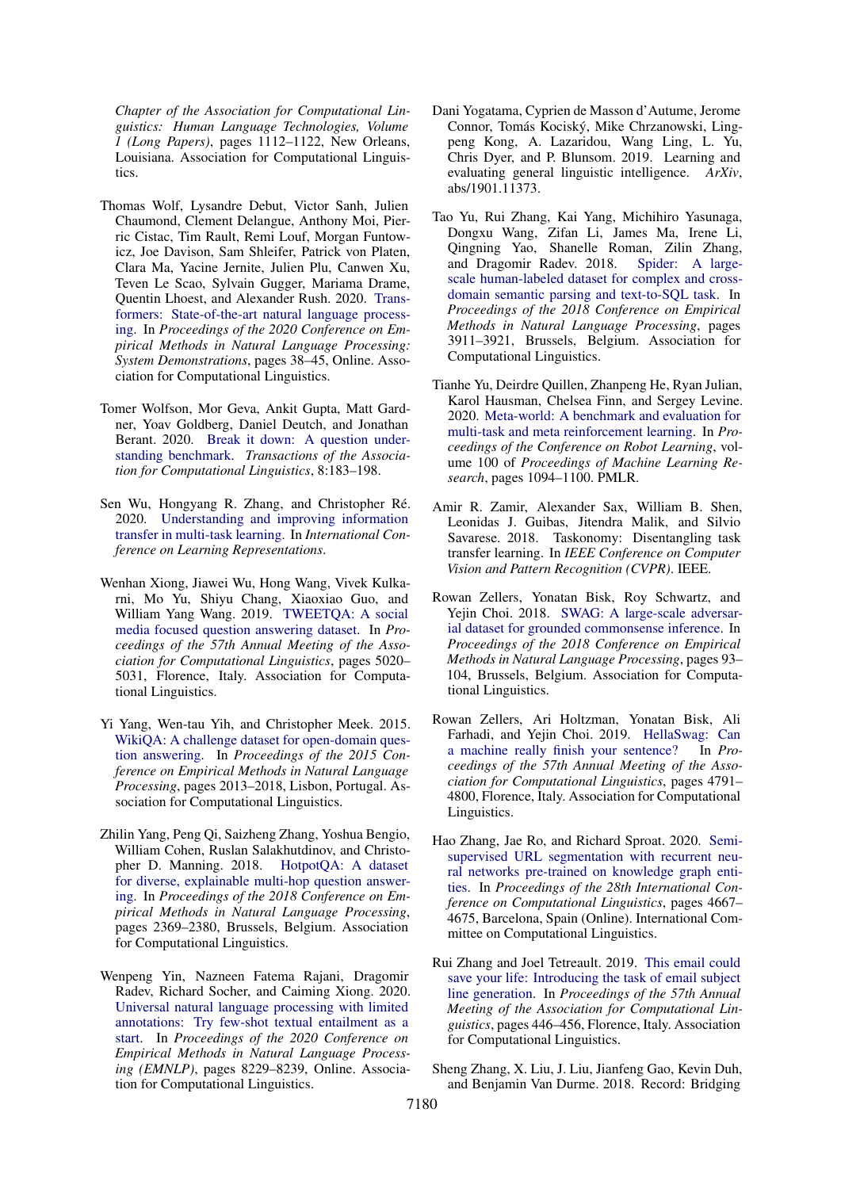Chapter of the Association for Computational Linguistics: Human Language Technologies, Volume 1 (Long Papers)*, pages 1112–1122, New Orleans, Louisiana. Association for Computational Linguistics.

Thomas Wolf, Lysandre Debut, Victor Sanh, Julien Chaumond, Clement Delangue, Anthony Moi, Pierric Cistac, Tim Rault, Remi Louf, Morgan Funtowicz, Joe Davison, Sam Shleifer, Patrick von Platen, Clara Ma, Yacine Jernite, Julien Plu, Canwen Xu, Teven Le Scao, Sylvain Gugger, Mariama Drame, Quentin Lhoest, and Alexander Rush. 2020. Transformers: State-of-the-art natural language processing. In *Proceedings of the 2020 Conference on Empirical Methods in Natural Language Processing: System Demonstrations*, pages 38–45, Online. Association for Computational Linguistics.

Tomer Wolfson, Mor Geva, Ankit Gupta, Matt Gardner, Yoav Goldberg, Daniel Deutch, and Jonathan Berant. 2020. Break it down: A question understanding benchmark. *Transactions of the Association for Computational Linguistics*, 8:183–198.

Sen Wu, Hongyang R. Zhang, and Christopher Ré. 2020. Understanding and improving information transfer in multi-task learning. In *International Conference on Learning Representations*.

Wenhan Xiong, Jiawei Wu, Hong Wang, Vivek Kulkarni, Mo Yu, Shiyu Chang, Xiaoxiao Guo, and William Yang Wang. 2019. TWEETQA: A social media focused question answering dataset. In *Proceedings of the 57th Annual Meeting of the Association for Computational Linguistics*, pages 5020–5031, Florence, Italy. Association for Computational Linguistics.

Yi Yang, Wen-tau Yih, and Christopher Meek. 2015. WikiQA: A challenge dataset for open-domain question answering. In *Proceedings of the 2015 Conference on Empirical Methods in Natural Language Processing*, pages 2013–2018, Lisbon, Portugal. Association for Computational Linguistics.

Zhilin Yang, Peng Qi, Saizheng Zhang, Yoshua Bengio, William Cohen, Ruslan Salakhutdinov, and Christopher D. Manning. 2018. HotpotQA: A dataset for diverse, explainable multi-hop question answering. In *Proceedings of the 2018 Conference on Empirical Methods in Natural Language Processing*, pages 2369–2380, Brussels, Belgium. Association for Computational Linguistics.

Wenpeng Yin, Nazneen Fatema Rajani, Dragomir Radev, Richard Socher, and Caiming Xiong. 2020. Universal natural language processing with limited annotations: Try few-shot textual entailment as a start. In *Proceedings of the 2020 Conference on Empirical Methods in Natural Language Processing (EMNLP)*, pages 8229–8239, Online. Association for Computational Linguistics.

Dani Yogatama, Cyprien de Masson d'Autume, Jerome Connor, Tomás Kociský, Mike Chrzanowski, Lingpeng Kong, A. Lazaridou, Wang Ling, L. Yu, Chris Dyer, and P. Blunsom. 2019. Learning and evaluating general linguistic intelligence. *ArXiv*, abs/1901.11373.

Tao Yu, Rui Zhang, Kai Yang, Michihiro Yasunaga, Dongxu Wang, Zifan Li, James Ma, Irene Li, Qingning Yao, Shanelle Roman, Zilin Zhang, and Dragomir Radev. 2018. Spider: A large-scale human-labeled dataset for complex and cross-domain semantic parsing and text-to-SQL task. In *Proceedings of the 2018 Conference on Empirical Methods in Natural Language Processing*, pages 3911–3921, Brussels, Belgium. Association for Computational Linguistics.

Tianhe Yu, Deirdre Quillen, Zhanpeng He, Ryan Julian, Karol Hausman, Chelsea Finn, and Sergey Levine. 2020. Meta-world: A benchmark and evaluation for multi-task and meta reinforcement learning. In *Proceedings of the Conference on Robot Learning*, volume 100 of *Proceedings of Machine Learning Research*, pages 1094–1100. PMLR.

Amir R. Zamir, Alexander Sax, William B. Shen, Leonidas J. Guibas, Jitendra Malik, and Silvio Savarese. 2018. Taskonomy: Disentangling task transfer learning. In *IEEE Conference on Computer Vision and Pattern Recognition (CVPR)*. IEEE.

Rowan Zellers, Yonatan Bisk, Roy Schwartz, and Yejin Choi. 2018. SWAG: A large-scale adversarial dataset for grounded commonsense inference. In *Proceedings of the 2018 Conference on Empirical Methods in Natural Language Processing*, pages 93–104, Brussels, Belgium. Association for Computational Linguistics.

Rowan Zellers, Ari Holtzman, Yonatan Bisk, Ali Farhadi, and Yejin Choi. 2019. HellaSwag: Can a machine really finish your sentence? In *Proceedings of the 57th Annual Meeting of the Association for Computational Linguistics*, pages 4791–4800, Florence, Italy. Association for Computational Linguistics.

Hao Zhang, Jae Ro, and Richard Sproat. 2020. Semi-supervised URL segmentation with recurrent neural networks pre-trained on knowledge graph entities. In *Proceedings of the 28th International Conference on Computational Linguistics*, pages 4667–4675, Barcelona, Spain (Online). International Committee on Computational Linguistics.

Rui Zhang and Joel Tetreault. 2019. This email could save your life: Introducing the task of email subject line generation. In *Proceedings of the 57th Annual Meeting of the Association for Computational Linguistics*, pages 446–456, Florence, Italy. Association for Computational Linguistics.

Sheng Zhang, X. Liu, J. Liu, Jianfeng Gao, Kevin Duh, and Benjamin Van Durme. 2018. Record: Bridging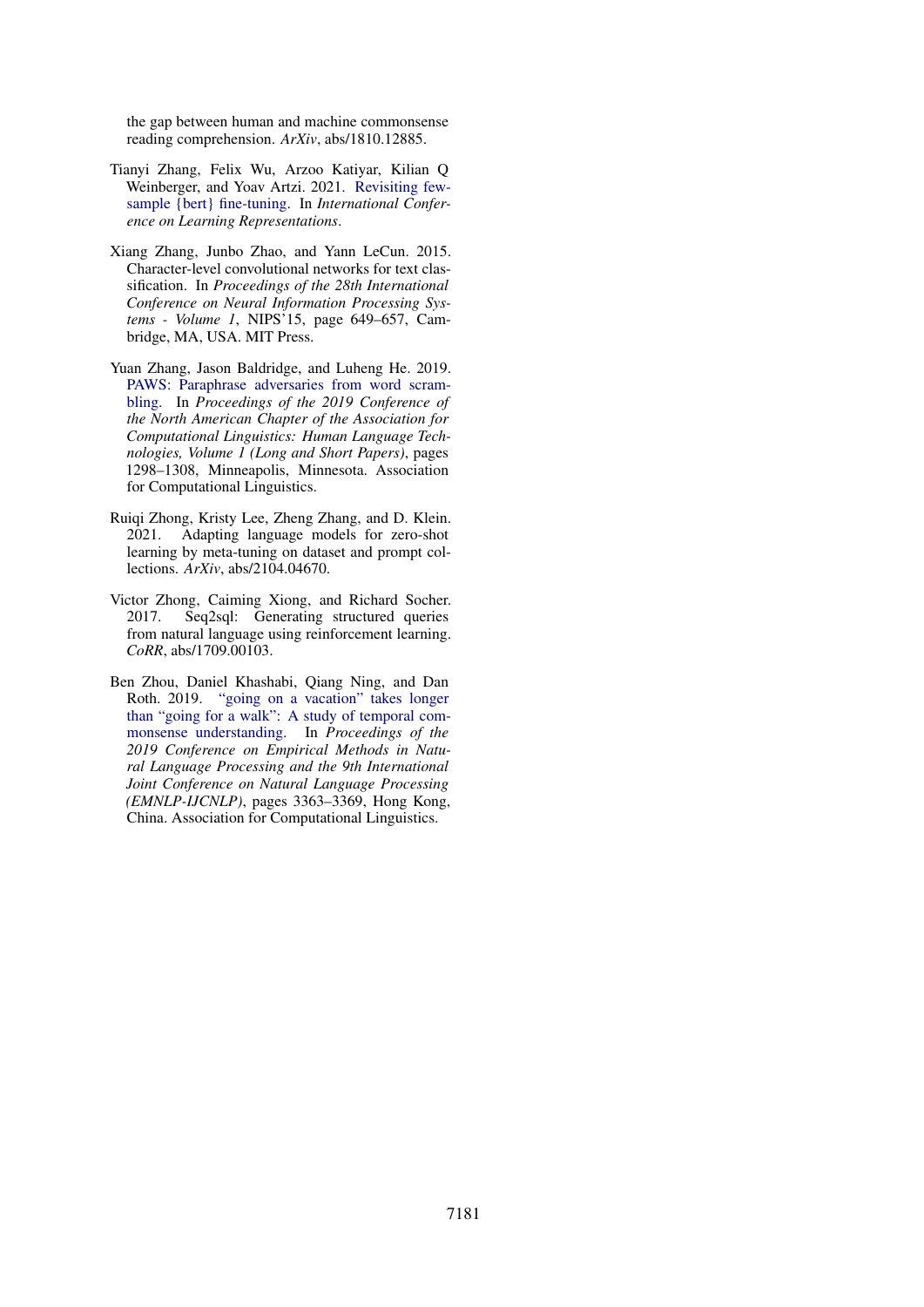the gap between human and machine commonsense reading comprehension. *ArXiv*, abs/1810.12885.

Tianyi Zhang, Felix Wu, Arzoo Katiyar, Kilian Q Weinberger, and Yoav Artzi. 2021. Revisiting few-sample {bert} fine-tuning. In *International Conference on Learning Representations*.

Xiang Zhang, Junbo Zhao, and Yann LeCun. 2015. Character-level convolutional networks for text classification. In *Proceedings of the 28th International Conference on Neural Information Processing Systems - Volume 1*, NIPS'15, page 649–657, Cambridge, MA, USA. MIT Press.

Yuan Zhang, Jason Baldridge, and Luheng He. 2019. PAWS: Paraphrase adversaries from word scrambling. In *Proceedings of the 2019 Conference of the North American Chapter of the Association for Computational Linguistics: Human Language Technologies, Volume 1 (Long and Short Papers)*, pages 1298–1308, Minneapolis, Minnesota. Association for Computational Linguistics.

Ruiqi Zhong, Kristy Lee, Zheng Zhang, and D. Klein. 2021. Adapting language models for zero-shot learning by meta-tuning on dataset and prompt collections. *ArXiv*, abs/2104.04670.

Victor Zhong, Caiming Xiong, and Richard Socher. 2017. Seq2sql: Generating structured queries from natural language using reinforcement learning. *CoRR*, abs/1709.00103.

Ben Zhou, Daniel Khashabi, Qiang Ning, and Dan Roth. 2019. "going on a vacation" takes longer than "going for a walk": A study of temporal commonsense understanding. In *Proceedings of the 2019 Conference on Empirical Methods in Natural Language Processing and the 9th International Joint Conference on Natural Language Processing (EMNLP-IJCNLP)*, pages 3363–3369, Hong Kong, China. Association for Computational Linguistics.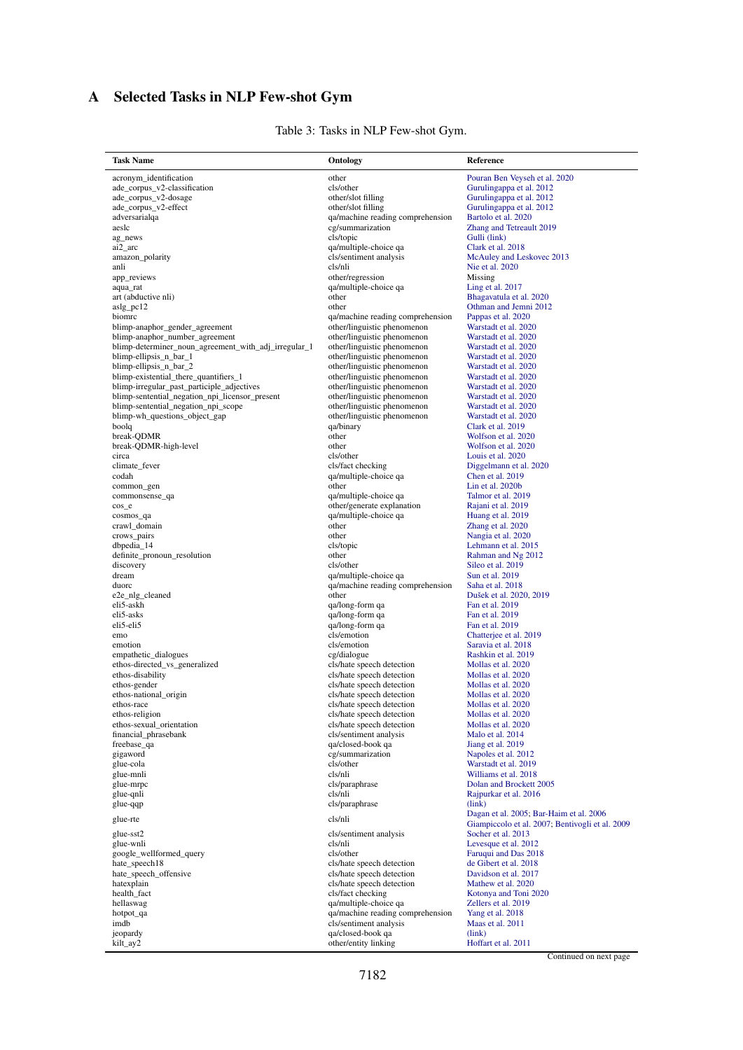# A Selected Tasks in NLP Few-shot Gym

Table 3: Tasks in NLP Few-shot Gym.

| Task Name | Ontology | Reference |
|---|---|---|
| acronym_identification | other | Pouran Ben Veyseh et al. 2020 |
| ade_corpus_v2-classification | cls/other | Gurulingappa et al. 2012 |
| ade_corpus_v2-dosage | other/slot filling | Gurulingappa et al. 2012 |
| ade_corpus_v2-effect | other/slot filling | Gurulingappa et al. 2012 |
| adversarialqa | qa/machine reading comprehension | Bartolo et al. 2020 |
| aeslc | cg/summarization | Zhang and Tetreault 2019 |
| ag_news | cls/topic | Gulli (link) |
| ai2_arc | qa/multiple-choice qa | Clark et al. 2018 |
| amazon_polarity | cls/sentiment analysis | McAuley and Leskovec 2013 |
| anli | cls/nli | Nie et al. 2020 |
| app_reviews | other/regression | Missing |
| aqua_rat | qa/multiple-choice qa | Ling et al. 2017 |
| art (abductive nli) | other | Bhagavatula et al. 2020 |
| aslg_pc12 | other | Othman and Jemni 2012 |
| biomrc | qa/machine reading comprehension | Pappas et al. 2020 |
| blimp-anaphor_gender_agreement | other/linguistic phenomenon | Warstadt et al. 2020 |
| blimp-anaphor_number_agreement | other/linguistic phenomenon | Warstadt et al. 2020 |
| blimp-determiner_noun_agreement_with_adj_irregular_1 | other/linguistic phenomenon | Warstadt et al. 2020 |
| blimp-ellipsis_n_bar_1 | other/linguistic phenomenon | Warstadt et al. 2020 |
| blimp-ellipsis_n_bar_2 | other/linguistic phenomenon | Warstadt et al. 2020 |
| blimp-existential_there_quantifiers_1 | other/linguistic phenomenon | Warstadt et al. 2020 |
| blimp-irregular_past_participle_adjectives | other/linguistic phenomenon | Warstadt et al. 2020 |
| blimp-sentential_negation_npi_licensor_present | other/linguistic phenomenon | Warstadt et al. 2020 |
| blimp-sentential_negation_npi_scope | other/linguistic phenomenon | Warstadt et al. 2020 |
| blimp-wh_questions_object_gap | other/linguistic phenomenon | Warstadt et al. 2020 |
| boolq | qa/binary | Clark et al. 2019 |
| break-QDMR | other | Wolfson et al. 2020 |
| break-QDMR-high-level | other | Wolfson et al. 2020 |
| circa | cls/other | Louis et al. 2020 |
| climate_fever | cls/fact checking | Diggelmann et al. 2020 |
| codah | qa/multiple-choice qa | Chen et al. 2019 |
| common_gen | other | Lin et al. 2020b |
| commonsense_qa | qa/multiple-choice qa | Talmor et al. 2019 |
| cos_e | other/generate explanation | Rajani et al. 2019 |
| cosmos_qa | qa/multiple-choice qa | Huang et al. 2019 |
| crawl_domain | other | Zhang et al. 2020 |
| crows_pairs | other | Nangia et al. 2020 |
| dbpedia_14 | cls/topic | Lehmann et al. 2015 |
| definite_pronoun_resolution | other | Rahman and Ng 2012 |
| discovery | cls/other | Sileo et al. 2019 |
| dream | qa/multiple-choice qa | Sun et al. 2019 |
| duorc | qa/machine reading comprehension | Saha et al. 2018 |
| e2e_nlg_cleaned | other | Dušek et al. 2020, 2019 |
| eli5-askh | qa/long-form qa | Fan et al. 2019 |
| eli5-asks | qa/long-form qa | Fan et al. 2019 |
| eli5-eli5 | qa/long-form qa | Fan et al. 2019 |
| emo | cls/emotion | Chatterjee et al. 2019 |
| emotion | cls/emotion | Saravia et al. 2018 |
| empathetic_dialogues | cg/dialogue | Rashkin et al. 2019 |
| ethos-directed_vs_generalized | cls/hate speech detection | Mollas et al. 2020 |
| ethos-disability | cls/hate speech detection | Mollas et al. 2020 |
| ethos-gender | cls/hate speech detection | Mollas et al. 2020 |
| ethos-national_origin | cls/hate speech detection | Mollas et al. 2020 |
| ethos-race | cls/hate speech detection | Mollas et al. 2020 |
| ethos-religion | cls/hate speech detection | Mollas et al. 2020 |
| ethos-sexual_orientation | cls/hate speech detection | Mollas et al. 2020 |
| financial_phrasebank | cls/sentiment analysis | Malo et al. 2014 |
| freebase_qa | qa/closed-book qa | Jiang et al. 2019 |
| gigaword | cg/summarization | Napoles et al. 2012 |
| glue-cola | cls/other | Warstadt et al. 2019 |
| glue-mnli | cls/nli | Williams et al. 2018 |
| glue-mrpc | cls/paraphrase | Dolan and Brockett 2005 |
| glue-qnli | cls/nli | Rajpurkar et al. 2016 |
| glue-qqp | cls/paraphrase | (link) |
| glue-rte | cls/nli | Dagan et al. 2005; Bar-Haim et al. 2006 Giampiccolo et al. 2007; Bentivogli et al. 2009 |
| glue-sst2 | cls/sentiment analysis | Socher et al. 2013 |
| glue-wnli | cls/nli | Levesque et al. 2012 |
| google_wellformed_query | cls/other | Faruqui and Das 2018 |
| hate_speech18 | cls/hate speech detection | de Gibert et al. 2018 |
| hate_speech_offensive | cls/hate speech detection | Davidson et al. 2017 |
| hatexplain | cls/hate speech detection | Mathew et al. 2020 |
| health_fact | cls/fact checking | Kotonya and Toni 2020 |
| hellaswag | qa/multiple-choice qa | Zellers et al. 2019 |
| hotpot_qa | qa/machine reading comprehension | Yang et al. 2018 |
| imdb | cls/sentiment analysis | Maas et al. 2011 |
| jeopardy | qa/closed-book qa | (link) |
| kilt_ay2 | other/entity linking | Hoffart et al. 2011 |

Continued on next page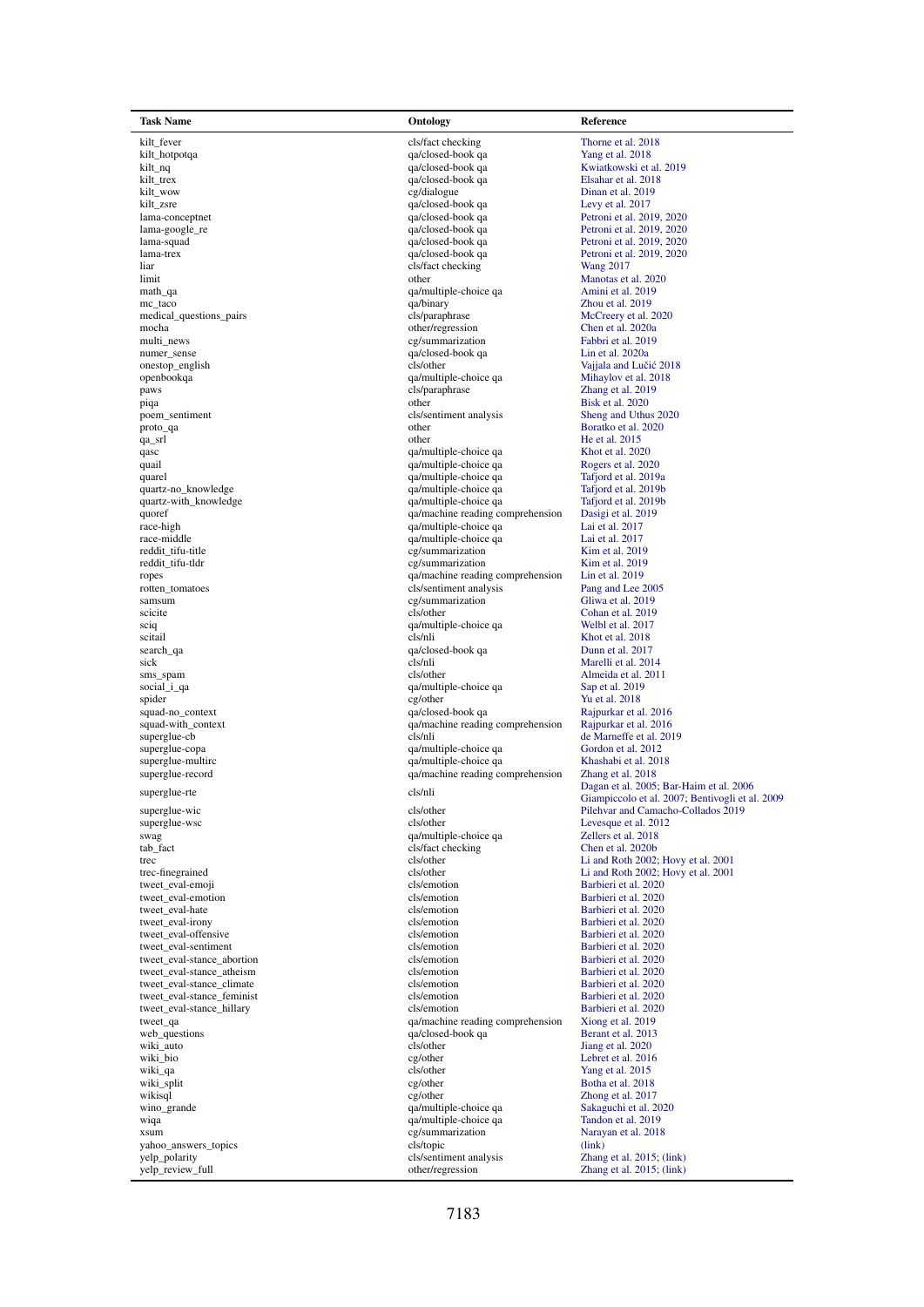| Task Name | Ontology | Reference |
|---|---|---|
| kilt_fever | cls/fact checking | Thorne et al. 2018 |
| kilt_hotpotqa | qa/closed-book qa | Yang et al. 2018 |
| kilt_nq | qa/closed-book qa | Kwiatkowski et al. 2019 |
| kilt_trex | qa/closed-book qa | Elsahar et al. 2018 |
| kilt_wow | cg/dialogue | Dinan et al. 2019 |
| kilt_zsre | qa/closed-book qa | Levy et al. 2017 |
| lama-conceptnet | qa/closed-book qa | Petroni et al. 2019, 2020 |
| lama-google_re | qa/closed-book qa | Petroni et al. 2019, 2020 |
| lama-squad | qa/closed-book qa | Petroni et al. 2019, 2020 |
| lama-trex | qa/closed-book qa | Petroni et al. 2019, 2020 |
| liar | cls/fact checking | Wang 2017 |
| limit | other | Manotas et al. 2020 |
| math_qa | qa/multiple-choice qa | Amini et al. 2019 |
| mc_taco | qa/binary | Zhou et al. 2019 |
| medical_questions_pairs | cls/paraphrase | McCreery et al. 2020 |
| mocha | other/regression | Chen et al. 2020a |
| multi_news | cg/summarization | Fabbri et al. 2019 |
| numer_sense | qa/closed-book qa | Lin et al. 2020a |
| onestop_english | cls/other | Vajjala and Lučić 2018 |
| openbookqa | qa/multiple-choice qa | Mihaylov et al. 2018 |
| paws | cls/paraphrase | Zhang et al. 2019 |
| piqa | other | Bisk et al. 2020 |
| poem_sentiment | cls/sentiment analysis | Sheng and Uthus 2020 |
| proto_qa | other | Boratko et al. 2020 |
| qa_srl | other | He et al. 2015 |
| qasc | qa/multiple-choice qa | Khot et al. 2020 |
| quail | qa/multiple-choice qa | Rogers et al. 2020 |
| quarel | qa/multiple-choice qa | Tafjord et al. 2019a |
| quartz-no_knowledge | qa/multiple-choice qa | Tafjord et al. 2019b |
| quartz-with_knowledge | qa/multiple-choice qa | Tafjord et al. 2019b |
| quoref | qa/machine reading comprehension | Dasigi et al. 2019 |
| race-high | qa/multiple-choice qa | Lai et al. 2017 |
| race-middle | qa/multiple-choice qa | Lai et al. 2017 |
| reddit_tifu-title | cg/summarization | Kim et al. 2019 |
| reddit_tifu-tldr | cg/summarization | Kim et al. 2019 |
| ropes | qa/machine reading comprehension | Lin et al. 2019 |
| rotten_tomatoes | cls/sentiment analysis | Pang and Lee 2005 |
| samsum | cg/summarization | Gliwa et al. 2019 |
| scicite | cls/other | Cohan et al. 2019 |
| sciq | qa/multiple-choice qa | Welbl et al. 2017 |
| scitail | cls/nli | Khot et al. 2018 |
| search_qa | qa/closed-book qa | Dunn et al. 2017 |
| sick | cls/nli | Marelli et al. 2014 |
| sms_spam | cls/other | Almeida et al. 2011 |
| social_i_qa | qa/multiple-choice qa | Sap et al. 2019 |
| spider | cg/other | Yu et al. 2018 |
| squad-no_context | qa/closed-book qa | Rajpurkar et al. 2016 |
| squad-with_context | qa/machine reading comprehension | Rajpurkar et al. 2016 |
| superglue-cb | cls/nli | de Marneffe et al. 2019 |
| superglue-copa | qa/multiple-choice qa | Gordon et al. 2012 |
| superglue-multirc | qa/multiple-choice qa | Khashabi et al. 2018 |
| superglue-record | qa/machine reading comprehension | Zhang et al. 2018 |
| superglue-rte | cls/nli | Dagan et al. 2005; Bar-Haim et al. 2006 Giampiccolo et al. 2007; Bentivogli et al. 2009 |
| superglue-wic | cls/other | Pilehvar and Camacho-Collados 2019 |
| superglue-wsc | cls/other | Levesque et al. 2012 |
| swag | qa/multiple-choice qa | Zellers et al. 2018 |
| tab_fact | cls/fact checking | Chen et al. 2020b |
| trec | cls/other | Li and Roth 2002; Hovy et al. 2001 |
| trec-finegrained | cls/other | Li and Roth 2002; Hovy et al. 2001 |
| tweet_eval-emoji | cls/emotion | Barbieri et al. 2020 |
| tweet_eval-emotion | cls/emotion | Barbieri et al. 2020 |
| tweet_eval-hate | cls/emotion | Barbieri et al. 2020 |
| tweet_eval-irony | cls/emotion | Barbieri et al. 2020 |
| tweet_eval-offensive | cls/emotion | Barbieri et al. 2020 |
| tweet_eval-sentiment | cls/emotion | Barbieri et al. 2020 |
| tweet_eval-stance_abortion | cls/emotion | Barbieri et al. 2020 |
| tweet_eval-stance_atheism | cls/emotion | Barbieri et al. 2020 |
| tweet_eval-stance_climate | cls/emotion | Barbieri et al. 2020 |
| tweet_eval-stance_feminist | cls/emotion | Barbieri et al. 2020 |
| tweet_eval-stance_hillary | cls/emotion | Barbieri et al. 2020 |
| tweet_qa | qa/machine reading comprehension | Xiong et al. 2019 |
| web_questions | qa/closed-book qa | Berant et al. 2013 |
| wiki_auto | cls/other | Jiang et al. 2020 |
| wiki_bio | cg/other | Lebret et al. 2016 |
| wiki_qa | cls/other | Yang et al. 2015 |
| wiki_split | cg/other | Botha et al. 2018 |
| wikisql | cg/other | Zhong et al. 2017 |
| wino_grande | qa/multiple-choice qa | Sakaguchi et al. 2020 |
| wiqa | qa/multiple-choice qa | Tandon et al. 2019 |
| xsum | cg/summarization | Narayan et al. 2018 |
| yahoo_answers_topics | cls/topic | (link) |
| yelp_polarity | cls/sentiment analysis | Zhang et al. 2015; (link) |
| yelp_review_full | other/regression | Zhang et al. 2015; (link) |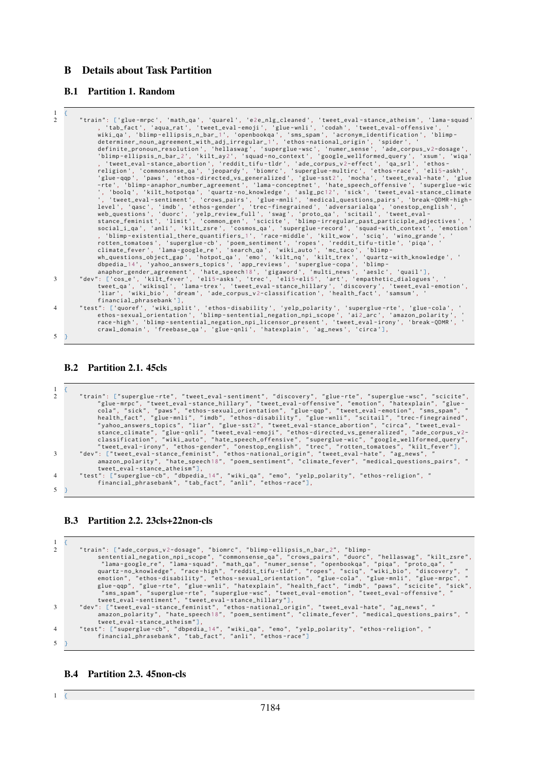## B Details about Task Partition

### B.1 Partition 1. Random

```
{
    "train": ['glue-mrpc', 'math_qa', 'quarel', 'e2e_nlg_cleaned', 'tweet_eval-stance_atheism', 'lama-squad', 'tab_fact', 'aqua_rat', 'tweet_eval-emoji', 'glue-wnli', 'codah', 'tweet_eval-offensive', 'wiki_qa', 'blimp-ellipsis_n_bar_1', 'openbookqa', 'sms_spam', 'acronym_identification', 'blimp-determiner_noun_agreement_with_adj_irregular_1', 'ethos-national_origin', 'spider', 'definite_pronoun_resolution', 'hellaswag', 'superglue-wsc', 'numer_sense', 'ade_corpus_v2-dosage', 'blimp-ellipsis_n_bar_2', 'kilt_ay2', 'squad-no_context', 'google_wellformed_query', 'xsum', 'wiqa', 'tweet_eval-stance_abortion', 'reddit_tifu-tldr', 'ade_corpus_v2-effect', 'qa_srl', 'ethos-religion', 'commonsense_qa', 'jeopardy', 'biomrc', 'superglue-multirc', 'ethos-race', 'eli5-askh', 'glue-qqp', 'paws', 'ethos-directed_vs_generalized', 'glue-sst2', 'mocha', 'tweet_eval-hate', 'glue-rte', 'blimp-anaphor_number_agreement', 'lama-conceptnet', 'hate_speech_offensive', 'superglue-wic', 'boolq', 'kilt_hotpotqa', 'quartz-no_knowledge', 'aslg_pc12', 'sick', 'tweet_eval-stance_climate', 'tweet_eval-sentiment', 'crows_pairs', 'glue-mnli', 'medical_questions_pairs', 'break-QDMR-high-level', 'qasc', 'imdb', 'ethos-gender', 'trec-finegrained', 'adversarialqa', 'onestop_english', 'web_questions', 'duorc', 'yelp_review_full', 'swag', 'proto_qa', 'scitail', 'tweet_eval-stance_feminist', 'limit', 'common_gen', 'scicite', 'blimp-irregular_past_participle_adjectives', 'social_i_qa', 'anli', 'kilt_zsre', 'cosmos_qa', 'superglue-record', 'squad-with_context', 'emotion', 'blimp-existential_there_quantifiers_1', 'race-middle', 'kilt_wow', 'sciq', 'wino_grande', 'rotten_tomatoes', 'superglue-cb', 'poem_sentiment', 'ropes', 'reddit_tifu-title', 'piqa', 'climate_fever', 'lama-google_re', 'search_qa', 'wiki_auto', 'mc_taco', 'blimp-wh_questions_object_gap', 'hotpot_qa', 'emo', 'kilt_nq', 'kilt_trex', 'quartz-with_knowledge', 'dbpedia_14', 'yahoo_answers_topics', 'app_reviews', 'superglue-copa', 'blimp-anaphor_gender_agreement', 'hate_speech18', 'gigaword', 'multi_news', 'aeslc', 'quail'],
    "dev": ['cos_e', 'kilt_fever', 'eli5-asks', 'trec', 'eli5-eli5', 'art', 'empathetic_dialogues', 'tweet_qa', 'wikisql', 'lama-trex', 'tweet_eval-stance_hillary', 'discovery', 'tweet_eval-emotion', 'liar', 'wiki_bio', 'dream', 'ade_corpus_v2-classification', 'health_fact', 'samsum', 'financial_phrasebank'],
    "test": ['quoref', 'wiki_split', 'ethos-disability', 'yelp_polarity', 'superglue-rte', 'glue-cola', 'ethos-sexual_orientation', 'blimp-sentential_negation_npi_scope', 'ai2_arc', 'amazon_polarity', 'race-high', 'blimp-sentential_negation_npi_licensor_present', 'tweet_eval-irony', 'break-QDMR', 'crawl_domain', 'freebase_qa', 'glue-qnli', 'hatexplain', 'ag_news', 'circa'],
}
```

### B.2 Partition 2.1. 45cls

```
{
    "train": ["superglue-rte", "tweet_eval-sentiment", "discovery", "glue-rte", "superglue-wsc", "scicite", "glue-mrpc", "tweet_eval-stance_hillary", "tweet_eval-offensive", "emotion", "hatexplain", "glue-cola", "sick", "paws", "ethos-sexual_orientation", "glue-qqp", "tweet_eval-emotion", "sms_spam", "health_fact", "glue-mnli", "imdb", "ethos-disability", "glue-wnli", "scitail", "trec-finegrained", "yahoo_answers_topics", "liar", "glue-sst2", "tweet_eval-stance_abortion", "circa", "tweet_eval-stance_climate", "glue-qnli", "tweet_eval-emoji", "ethos-directed_vs_generalized", "ade_corpus_v2-classification", "wiki_auto", "hate_speech_offensive", "superglue-wic", "google_wellformed_query", "tweet_eval-irony", "ethos-gender", "onestop_english", "trec", "rotten_tomatoes", "kilt_fever"],
    "dev": ["tweet_eval-stance_feminist", "ethos-national_origin", "tweet_eval-hate", "ag_news", "amazon_polarity", "hate_speech18", "poem_sentiment", "climate_fever", "medical_questions_pairs", "tweet_eval-stance_atheism"],
    "test": ["superglue-cb", "dbpedia_14", "wiki_qa", "emo", "yelp_polarity", "ethos-religion", "financial_phrasebank", "tab_fact", "anli", "ethos-race"],
}
```

### B.3 Partition 2.2. 23cls+22non-cls

```
{
    "train": ["ade_corpus_v2-dosage", "biomrc", "blimp-ellipsis_n_bar_2", "blimp-sentential_negation_npi_scope", "commonsense_qa", "crows_pairs", "duorc", "hellaswag", "kilt_zsre", "lama-google_re", "lama-squad", "math_qa", "numer_sense", "openbookqa", "piqa", "proto_qa", "quartz-no_knowledge", "race-high", "reddit_tifu-tldr", "ropes", "sciq", "wiki_bio", "discovery", "emotion", "ethos-disability", "ethos-sexual_orientation", "glue-cola", "glue-mnli", "glue-mrpc", "glue-qqp", "glue-rte", "glue-wnli", "hatexplain", "health_fact", "imdb", "paws", "scicite", "sick", "sms_spam", "superglue-rte", "superglue-wsc", "tweet_eval-emotion", "tweet_eval-offensive", "tweet_eval-sentiment", "tweet_eval-stance_hillary"],
    "dev": ["tweet_eval-stance_feminist", "ethos-national_origin", "tweet_eval-hate", "ag_news", "amazon_polarity", "hate_speech18", "poem_sentiment", "climate_fever", "medical_questions_pairs", "tweet_eval-stance_atheism"],
    "test": ["superglue-cb", "dbpedia_14", "wiki_qa", "emo", "yelp_polarity", "ethos-religion", "financial_phrasebank", "tab_fact", "anli", "ethos-race"]
}
```

### B.4 Partition 2.3. 45non-cls

```
{
```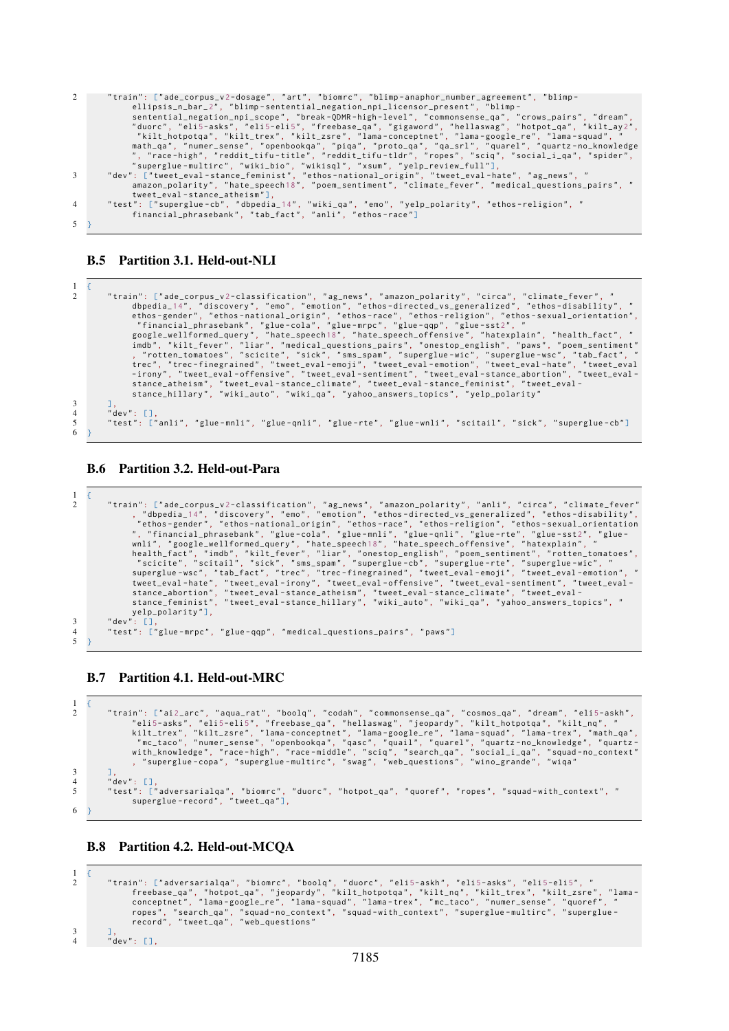```
    "train": ["ade_corpus_v2-dosage", "art", "biomrc", "blimp-anaphor_number_agreement", "blimp-ellipsis_n_bar_2", "blimp-sentential_negation_npi_licensor_present", "blimp-sentential_negation_npi_scope", "break-QDMR-high-level", "commonsense_qa", "crows_pairs", "dream", "duorc", "eli5-asks", "eli5-eli5", "freebase_qa", "gigaword", "hellaswag", "hotpot_qa", "kilt_ay2", "kilt_hotpotqa", "kilt_trex", "kilt_zsre", "lama-conceptnet", "lama-google_re", "lama-squad", "math_qa", "numer_sense", "openbookqa", "piqa", "proto_qa", "qa_srl", "quarel", "quartz-no_knowledge", "race-high", "reddit_tifu-title", "reddit_tifu-tldr", "ropes", "sciq", "social_i_qa", "spider", "superglue-multirc", "wiki_bio", "wikisql", "xsum", "yelp_review_full"],
    "dev": ["tweet_eval-stance_feminist", "ethos-national_origin", "tweet_eval-hate", "ag_news", "amazon_polarity", "hate_speech18", "poem_sentiment", "climate_fever", "medical_questions_pairs", "tweet_eval-stance_atheism"],
    "test": ["superglue-cb", "dbpedia_14", "wiki_qa", "emo", "yelp_polarity", "ethos-religion", "financial_phrasebank", "tab_fact", "anli", "ethos-race"]
}
```

### B.5 Partition 3.1. Held-out-NLI

```
{
    "train": ["ade_corpus_v2-classification", "ag_news", "amazon_polarity", "circa", "climate_fever", "dbpedia_14", "discovery", "emo", "emotion", "ethos-directed_vs_generalized", "ethos-disability", "ethos-gender", "ethos-national_origin", "ethos-race", "ethos-religion", "ethos-sexual_orientation", "financial_phrasebank", "glue-cola", "glue-mrpc", "glue-qqp", "glue-sst2", "google_wellformed_query", "hate_speech18", "hate_speech_offensive", "hatexplain", "health_fact", "imdb", "kilt_fever", "liar", "medical_questions_pairs", "onestop_english", "paws", "poem_sentiment", "rotten_tomatoes", "scicite", "sick", "sms_spam", "superglue-wic", "superglue-wsc", "tab_fact", "trec", "trec-finegrained", "tweet_eval-emoji", "tweet_eval-emotion", "tweet_eval-hate", "tweet_eval-irony", "tweet_eval-offensive", "tweet_eval-sentiment", "tweet_eval-stance_abortion", "tweet_eval-stance_atheism", "tweet_eval-stance_climate", "tweet_eval-stance_feminist", "tweet_eval-stance_hillary", "wiki_auto", "wiki_qa", "yahoo_answers_topics", "yelp_polarity"
    ],
    "dev": [],
    "test": ["anli", "glue-mnli", "glue-qnli", "glue-rte", "glue-wnli", "scitail", "sick", "superglue-cb"]
}
```

### B.6 Partition 3.2. Held-out-Para

```
{
    "train": ["ade_corpus_v2-classification", "ag_news", "amazon_polarity", "anli", "circa", "climate_fever", "dbpedia_14", "discovery", "emo", "emotion", "ethos-directed_vs_generalized", "ethos-disability", "ethos-gender", "ethos-national_origin", "ethos-race", "ethos-religion", "ethos-sexual_orientation", "financial_phrasebank", "glue-cola", "glue-mnli", "glue-qnli", "glue-rte", "glue-sst2", "glue-wnli", "google_wellformed_query", "hate_speech18", "hate_speech_offensive", "hatexplain", "health_fact", "imdb", "kilt_fever", "liar", "onestop_english", "poem_sentiment", "rotten_tomatoes", "scicite", "scitail", "sick", "sms_spam", "superglue-cb", "superglue-rte", "superglue-wic", "superglue-wsc", "tab_fact", "trec", "trec-finegrained", "tweet_eval-emoji", "tweet_eval-emotion", "tweet_eval-hate", "tweet_eval-irony", "tweet_eval-offensive", "tweet_eval-sentiment", "tweet_eval-stance_abortion", "tweet_eval-stance_atheism", "tweet_eval-stance_climate", "tweet_eval-stance_feminist", "tweet_eval-stance_hillary", "wiki_auto", "wiki_qa", "yahoo_answers_topics", "yelp_polarity"],
    "dev": [],
    "test": ["glue-mrpc", "glue-qqp", "medical_questions_pairs", "paws"]
}
```

### B.7 Partition 4.1. Held-out-MRC

```
{
    "train": ["ai2_arc", "aqua_rat", "boolq", "codah", "commonsense_qa", "cosmos_qa", "dream", "eli5-askh", "eli5-asks", "eli5-eli5", "freebase_qa", "hellaswag", "jeopardy", "kilt_hotpotqa", "kilt_nq", "kilt_trex", "kilt_zsre", "lama-conceptnet", "lama-google_re", "lama-squad", "lama-trex", "math_qa", "mc_taco", "numer_sense", "openbookqa", "qasc", "quail", "quarel", "quartz-no_knowledge", "quartz-with_knowledge", "race-high", "race-middle", "sciq", "search_qa", "social_i_qa", "squad-no_context", "superglue-copa", "superglue-multirc", "swag", "web_questions", "wino_grande", "wiqa"
    ],
    "dev": [],
    "test": ["adversarialqa", "biomrc", "duorc", "hotpot_qa", "quoref", "ropes", "squad-with_context", "superglue-record", "tweet_qa"],
}
```

### B.8 Partition 4.2. Held-out-MCQA

```
{
    "train": ["adversarialqa", "biomrc", "boolq", "duorc", "eli5-askh", "eli5-asks", "eli5-eli5", "freebase_qa", "hotpot_qa", "jeopardy", "kilt_hotpotqa", "kilt_nq", "kilt_trex", "kilt_zsre", "lama-conceptnet", "lama-google_re", "lama-squad", "lama-trex", "mc_taco", "numer_sense", "quoref", "ropes", "search_qa", "squad-no_context", "squad-with_context", "superglue-multirc", "superglue-record", "tweet_qa", "web_questions"
    ],
    "dev": [],
```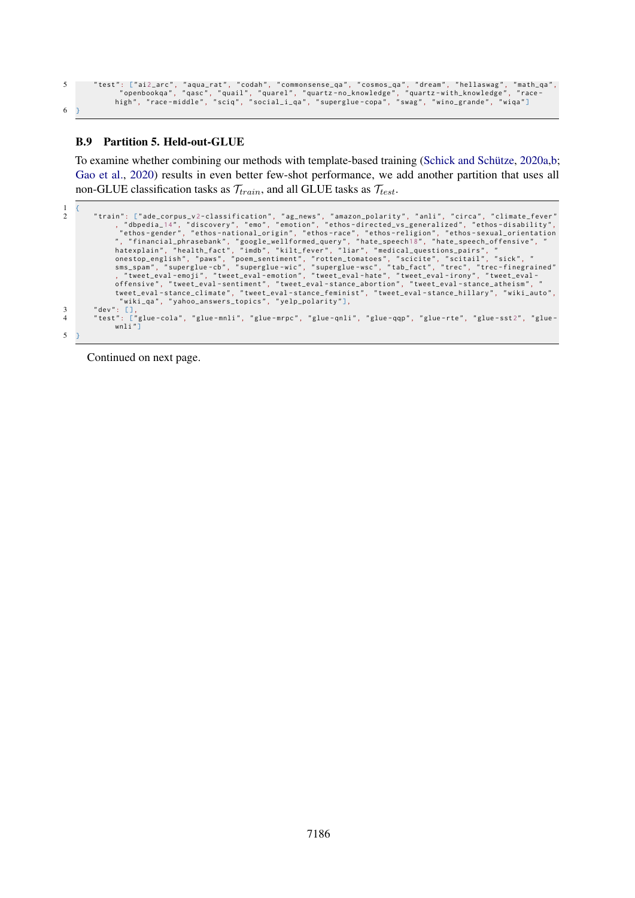```
5     "test": ["ai2_arc", "aqua_rat", "codah", "commonsense_qa", "cosmos_qa", "dream", "hellaswag", "math_qa",
          "openbookqa", "qasc", "quail", "quarel", "quartz-no_knowledge", "quartz-with_knowledge", "race-
          high", "race-middle", "sciq", "social_i_qa", "superglue-copa", "swag", "wino_grande", "wiqa"]
6 }
```

### B.9 Partition 5. Held-out-GLUE

To examine whether combining our methods with template-based training (Schick and Schütze, 2020a,b; Gao et al., 2020) results in even better few-shot performance, we add another partition that uses all non-GLUE classification tasks as $\mathcal{T}_{train}$, and all GLUE tasks as $\mathcal{T}_{test}$.

```
1 {
2     "train": ["ade_corpus_v2-classification", "ag_news", "amazon_polarity", "anli", "circa", "climate_fever"
          , "dbpedia_14", "discovery", "emo", "emotion", "ethos-directed_vs_generalized", "ethos-disability",
           "ethos-gender", "ethos-national_origin", "ethos-race", "ethos-religion", "ethos-sexual_orientation
          ", "financial_phrasebank", "google_wellformed_query", "hate_speech18", "hate_speech_offensive", "
          hatexplain", "health_fact", "imdb", "kilt_fever", "liar", "medical_questions_pairs", "
          onestop_english", "paws", "poem_sentiment", "rotten_tomatoes", "scicite", "scitail", "sick", "
          sms_spam", "superglue-cb", "superglue-wic", "superglue-wsc", "tab_fact", "trec", "trec-finegrained"
          , "tweet_eval-emoji", "tweet_eval-emotion", "tweet_eval-hate", "tweet_eval-irony", "tweet_eval-
          offensive", "tweet_eval-sentiment", "tweet_eval-stance_abortion", "tweet_eval-stance_atheism", "
          tweet_eval-stance_climate", "tweet_eval-stance_feminist", "tweet_eval-stance_hillary", "wiki_auto",
           "wiki_qa", "yahoo_answers_topics", "yelp_polarity"],
3     "dev": [],
4     "test": ["glue-cola", "glue-mnli", "glue-mrpc", "glue-qnli", "glue-qqp", "glue-rte", "glue-sst2", "glue-
          wnli"]
5 }
```

Continued on next page.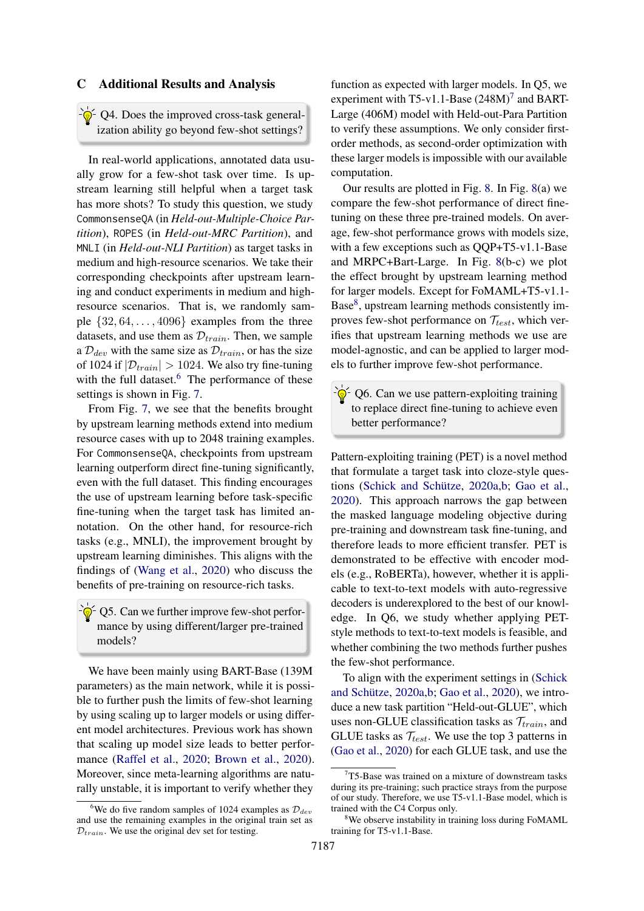## C Additional Results and Analysis

> Q4. Does the improved cross-task generalization ability go beyond few-shot settings?

In real-world applications, annotated data usually grow for a few-shot task over time. Is upstream learning still helpful when a target task has more shots? To study this question, we study `CommonsenseQA` (in *Held-out-Multiple-Choice Partition*), `ROPES` (in *Held-out-MRC Partition*), and `MNLI` (in *Held-out-NLI Partition*) as target tasks in medium and high-resource scenarios. We take their corresponding checkpoints after upstream learning and conduct experiments in medium and high-resource scenarios. That is, we randomly sample $\{32, 64, \ldots, 4096\}$ examples from the three datasets, and use them as $\mathcal{D}_{train}$. Then, we sample a $\mathcal{D}_{dev}$ with the same size as $\mathcal{D}_{train}$, or has the size of 1024 if $|\mathcal{D}_{train}| > 1024$. We also try fine-tuning with the full dataset.[6] The performance of these settings is shown in Fig. 7.

From Fig. 7, we see that the benefits brought by upstream learning methods extend into medium resource cases with up to 2048 training examples. For `CommonsenseQA`, checkpoints from upstream learning outperform direct fine-tuning significantly, even with the full dataset. This finding encourages the use of upstream learning before task-specific fine-tuning when the target task has limited annotation. On the other hand, for resource-rich tasks (e.g., MNLI), the improvement brought by upstream learning diminishes. This aligns with the findings of (Wang et al., 2020) who discuss the benefits of pre-training on resource-rich tasks.

> Q5. Can we further improve few-shot performance by using different/larger pre-trained models?

We have been mainly using BART-Base (139M parameters) as the main network, while it is possible to further push the limits of few-shot learning by using scaling up to larger models or using different model architectures. Previous work has shown that scaling up model size leads to better performance (Raffel et al., 2020; Brown et al., 2020). Moreover, since meta-learning algorithms are naturally unstable, it is important to verify whether they function as expected with larger models. In Q5, we experiment with T5-v1.1-Base (248M)[7] and BART-Large (406M) model with Held-out-Para Partition to verify these assumptions. We only consider first-order methods, as second-order optimization with these larger models is impossible with our available computation.

Our results are plotted in Fig. 8. In Fig. 8(a) we compare the few-shot performance of direct fine-tuning on these three pre-trained models. On average, few-shot performance grows with models size, with a few exceptions such as QQP+T5-v1.1-Base and MRPC+Bart-Large. In Fig. 8(b-c) we plot the effect brought by upstream learning method for larger models. Except for FoMAML+T5-v1.1-Base[8], upstream learning methods consistently improves few-shot performance on $\mathcal{T}_{test}$, which verifies that upstream learning methods we use are model-agnostic, and can be applied to larger models to further improve few-shot performance.

> Q6. Can we use pattern-exploiting training to replace direct fine-tuning to achieve even better performance?

Pattern-exploiting training (PET) is a novel method that formulate a target task into cloze-style questions (Schick and Schütze, 2020a,b; Gao et al., 2020). This approach narrows the gap between the masked language modeling objective during pre-training and downstream task fine-tuning, and therefore leads to more efficient transfer. PET is demonstrated to be effective with encoder models (e.g., RoBERTa), however, whether it is applicable to text-to-text models with auto-regressive decoders is underexplored to the best of our knowledge. In Q6, we study whether applying PET-style methods to text-to-text models is feasible, and whether combining the two methods further pushes the few-shot performance.

To align with the experiment settings in (Schick and Schütze, 2020a,b; Gao et al., 2020), we introduce a new task partition "Held-out-GLUE", which uses non-GLUE classification tasks as $\mathcal{T}_{train}$, and GLUE tasks as $\mathcal{T}_{test}$. We use the top 3 patterns in (Gao et al., 2020) for each GLUE task, and use the

---

[6] We do five random samples of 1024 examples as $\mathcal{D}_{dev}$ and use the remaining examples in the original train set as $\mathcal{D}_{train}$. We use the original dev set for testing.

[7] T5-Base was trained on a mixture of downstream tasks during its pre-training; such practice strays from the purpose of our study. Therefore, we use T5-v1.1-Base model, which is trained with the C4 Corpus only.

[8] We observe instability in training loss during FoMAML training for T5-v1.1-Base.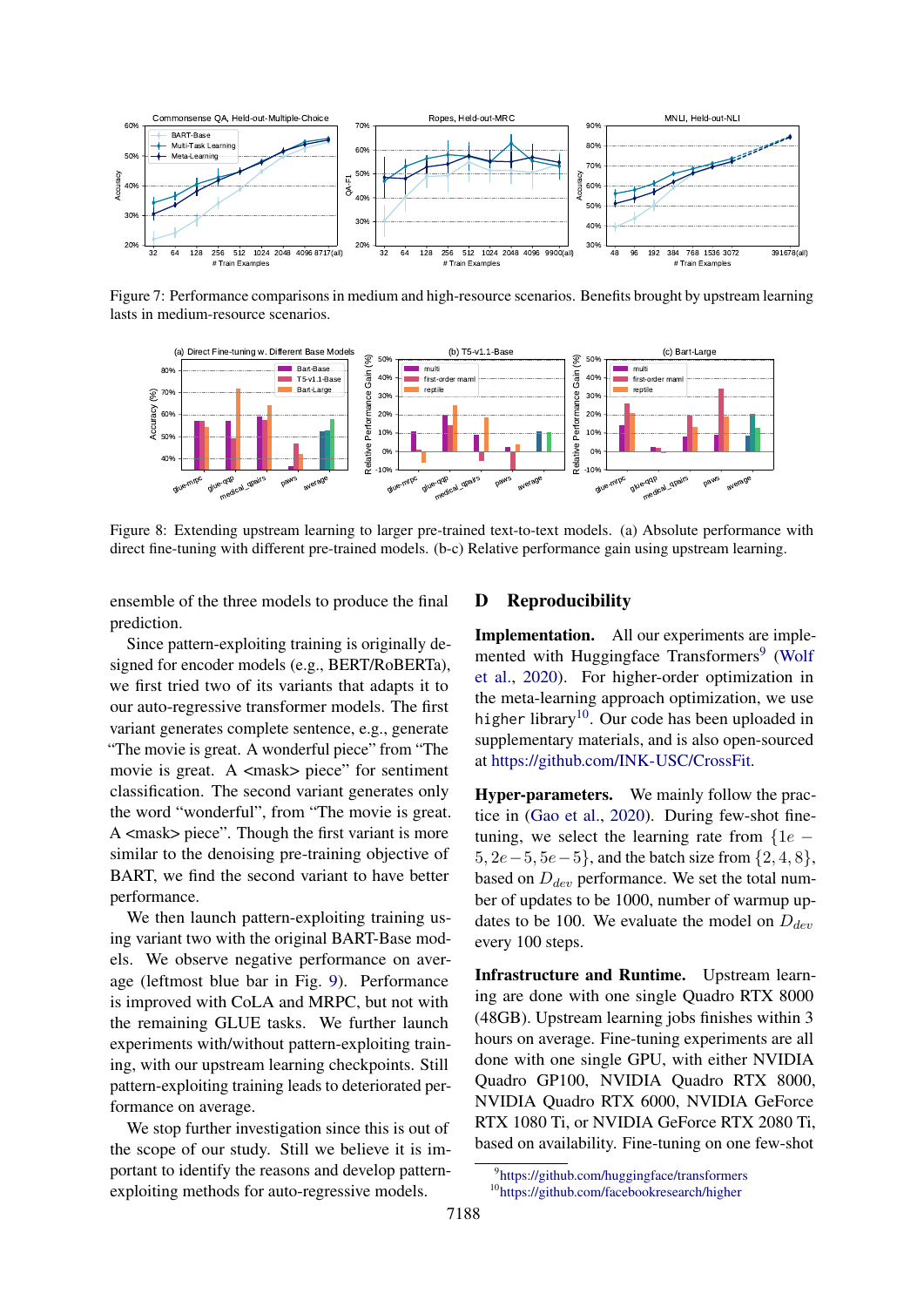Figure 7: Performance comparisons in medium and high-resource scenarios. Benefits brought by upstream learning lasts in medium-resource scenarios.

Figure 8: Extending upstream learning to larger pre-trained text-to-text models. (a) Absolute performance with direct fine-tuning with different pre-trained models. (b-c) Relative performance gain using upstream learning.

ensemble of the three models to produce the final prediction.

Since pattern-exploiting training is originally designed for encoder models (e.g., BERT/RoBERTa), we first tried two of its variants that adapts it to our auto-regressive transformer models. The first variant generates complete sentence, e.g., generate "The movie is great. A wonderful piece" from "The movie is great. A <mask> piece" for sentiment classification. The second variant generates only the word "wonderful", from "The movie is great. A <mask> piece". Though the first variant is more similar to the denoising pre-training objective of BART, we find the second variant to have better performance.

We then launch pattern-exploiting training using variant two with the original BART-Base models. We observe negative performance on average (leftmost blue bar in Fig. 9). Performance is improved with CoLA and MRPC, but not with the remaining GLUE tasks. We further launch experiments with/without pattern-exploiting training, with our upstream learning checkpoints. Still pattern-exploiting training leads to deteriorated performance on average.

We stop further investigation since this is out of the scope of our study. Still we believe it is important to identify the reasons and develop pattern-exploiting methods for auto-regressive models.

## D Reproducibility

**Implementation.** All our experiments are implemented with Huggingface Transformers[9] (Wolf et al., 2020). For higher-order optimization in the meta-learning approach optimization, we use `higher` library[10]. Our code has been uploaded in supplementary materials, and is also open-sourced at https://github.com/INK-USC/CrossFit.

**Hyper-parameters.** We mainly follow the practice in (Gao et al., 2020). During few-shot fine-tuning, we select the learning rate from $\{1e-5, 2e-5, 5e-5\}$, and the batch size from $\{2, 4, 8\}$, based on $D_{dev}$ performance. We set the total number of updates to be 1000, number of warmup updates to be 100. We evaluate the model on $D_{dev}$ every 100 steps.

**Infrastructure and Runtime.** Upstream learning are done with one single Quadro RTX 8000 (48GB). Upstream learning jobs finishes within 3 hours on average. Fine-tuning experiments are all done with one single GPU, with either NVIDIA Quadro GP100, NVIDIA Quadro RTX 8000, NVIDIA Quadro RTX 6000, NVIDIA GeForce RTX 1080 Ti, or NVIDIA GeForce RTX 2080 Ti, based on availability. Fine-tuning on one few-shot

[9] https://github.com/huggingface/transformers

[10] https://github.com/facebookresearch/higher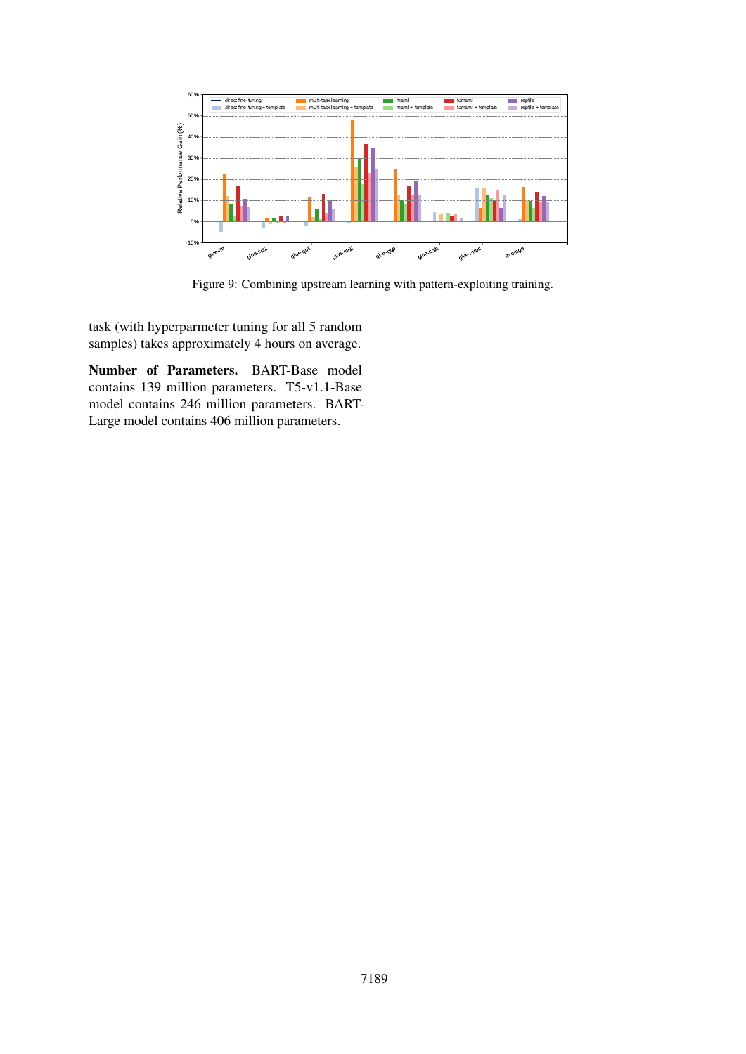60%
50%
40%
30%
20%
10%
0%
-10%

Relative Performance Gain (%)

direct fine-tuning
direct fine-tuning + template
multi-task learning
multi-task learning + template
maml
maml + template
fomaml
fomaml + template
reptile
reptile + template

glue-rte
glue-sst2
glue-qnli
glue-mnli
glue-qqp
glue-cola
glue-mrpc
average

Figure 9: Combining upstream learning with pattern-exploiting training.

task (with hyperparmeter tuning for all 5 random samples) takes approximately 4 hours on average.

**Number of Parameters.** BART-Base model contains 139 million parameters. T5-v1.1-Base model contains 246 million parameters. BART-Large model contains 406 million parameters.